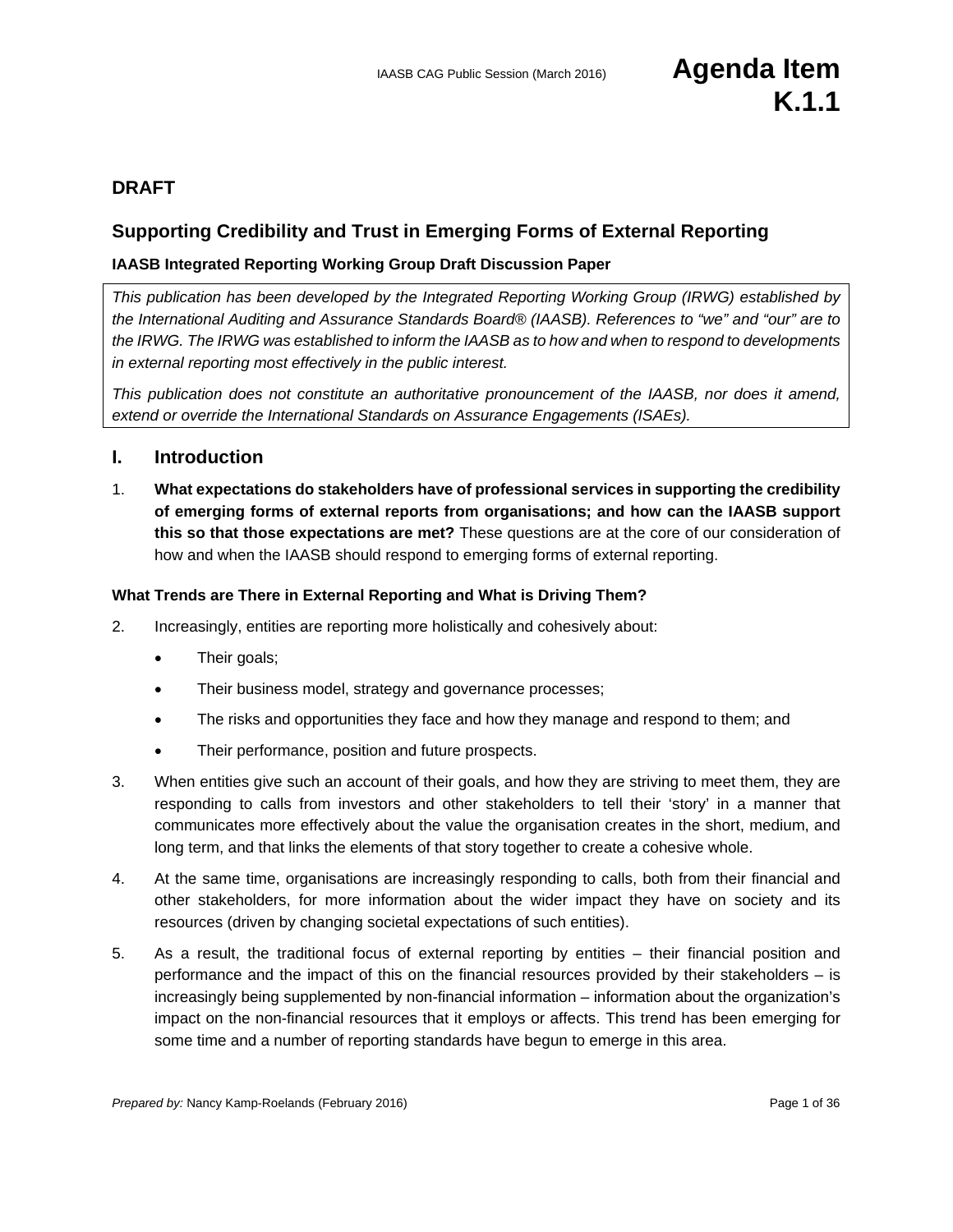**Agenda Item K.1.1**

## DRAFT

## Supporting Credibility and Trust in Emerging Forms of External Reporting

**IAASB Integrated Reporting Working Group Draft Discussion Paper**

*This publication has been developed by the Integrated Reporting Working Group (IRWG) established by the International Auditing and Assurance Standards Board® (IAASB). References to “we” and “our” are to the IRWG. The IRWG was established to inform the IAASB as to how and when to respond to developments in external reporting most effectively in the public interest.*

*This publication does not constitute an authoritative pronouncement of the IAASB, nor does it amend, extend or override the International Standards on Assurance Engagements (ISAEs).*

## I. Introduction

1. **What expectations do stakeholders have of professional services in supporting the credibility of emerging forms of external reports from organisations; and how can the IAASB support this so that those expectations are met?** These questions are at the core of our consideration of how and when the IAASB should respond to emerging forms of external reporting.

### What Trends are There in External Reporting and What is Driving Them?

2. Increasingly, entities are reporting more holistically and cohesively about:
   - Their goals;
   - Their business model, strategy and governance processes;
   - The risks and opportunities they face and how they manage and respond to them; and
   - Their performance, position and future prospects.
3. When entities give such an account of their goals, and how they are striving to meet them, they are responding to calls from investors and other stakeholders to tell their ‘story’ in a manner that communicates more effectively about the value the organisation creates in the short, medium, and long term, and that links the elements of that story together to create a cohesive whole.
4. At the same time, organisations are increasingly responding to calls, both from their financial and other stakeholders, for more information about the wider impact they have on society and its resources (driven by changing societal expectations of such entities).
5. As a result, the traditional focus of external reporting by entities – their financial position and performance and the impact of this on the financial resources provided by their stakeholders – is increasingly being supplemented by non-financial information – information about the organization’s impact on the non-financial resources that it employs or affects. This trend has been emerging for some time and a number of reporting standards have begun to emerge in this area.

*Prepared by:* Nancy Kamp-Roelands (February 2016)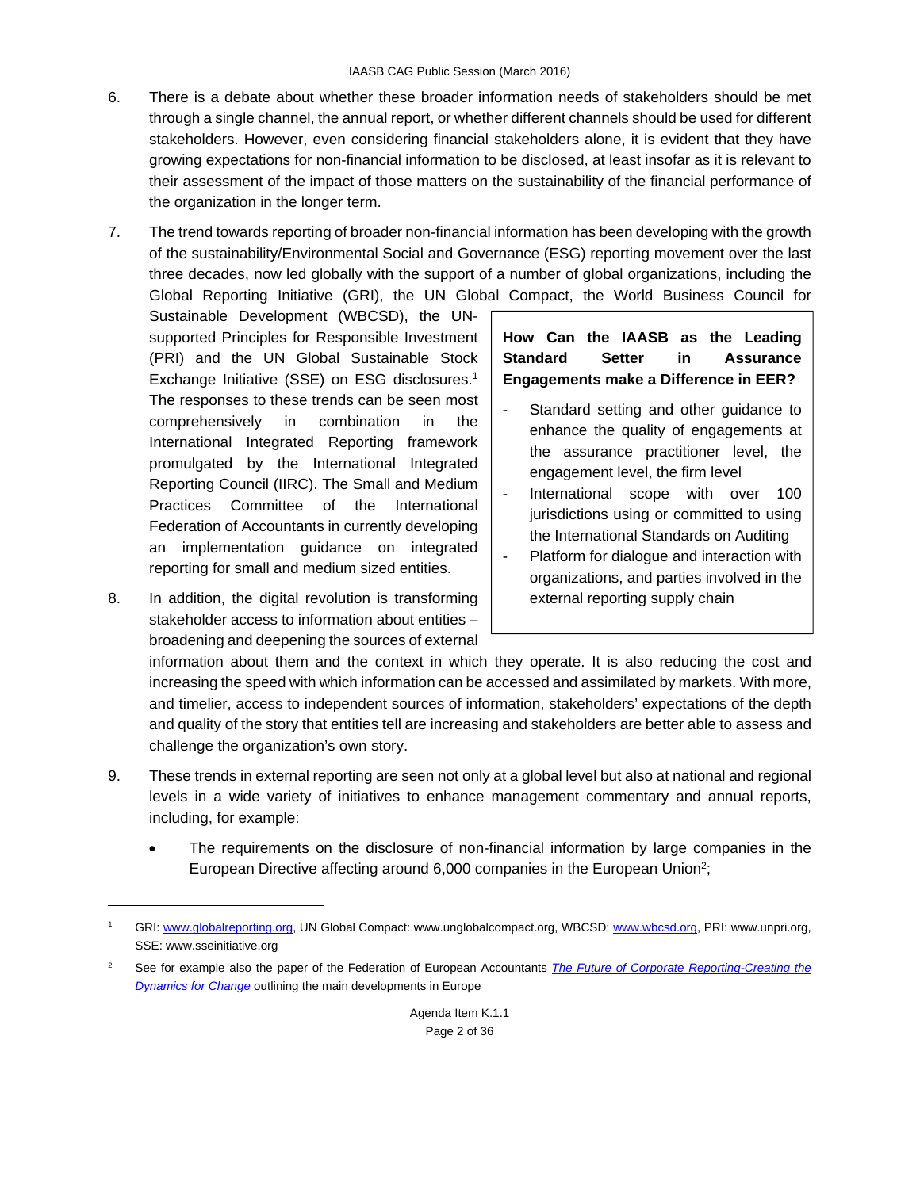6. There is a debate about whether these broader information needs of stakeholders should be met through a single channel, the annual report, or whether different channels should be used for different stakeholders. However, even considering financial stakeholders alone, it is evident that they have growing expectations for non-financial information to be disclosed, at least insofar as it is relevant to their assessment of the impact of those matters on the sustainability of the financial performance of the organization in the longer term.

7. The trend towards reporting of broader non-financial information has been developing with the growth of the sustainability/Environmental Social and Governance (ESG) reporting movement over the last three decades, now led globally with the support of a number of global organizations, including the Global Reporting Initiative (GRI), the UN Global Compact, the World Business Council for Sustainable Development (WBCSD), the UN-supported Principles for Responsible Investment (PRI) and the UN Global Sustainable Stock Exchange Initiative (SSE) on ESG disclosures.[1] The responses to these trends can be seen most comprehensively in combination in the International Integrated Reporting framework promulgated by the International Integrated Reporting Council (IIRC). The Small and Medium Practices Committee of the International Federation of Accountants in currently developing an implementation guidance on integrated reporting for small and medium sized entities.

> **How Can the IAASB as the Leading Standard Setter in Assurance Engagements make a Difference in EER?**
>
> - Standard setting and other guidance to enhance the quality of engagements at the assurance practitioner level, the engagement level, the firm level
> - International scope with over 100 jurisdictions using or committed to using the International Standards on Auditing
> - Platform for dialogue and interaction with organizations, and parties involved in the external reporting supply chain

8. In addition, the digital revolution is transforming stakeholder access to information about entities – broadening and deepening the sources of external information about them and the context in which they operate. It is also reducing the cost and increasing the speed with which information can be accessed and assimilated by markets. With more, and timelier, access to independent sources of information, stakeholders' expectations of the depth and quality of the story that entities tell are increasing and stakeholders are better able to assess and challenge the organization's own story.

9. These trends in external reporting are seen not only at a global level but also at national and regional levels in a wide variety of initiatives to enhance management commentary and annual reports, including, for example:

   - The requirements on the disclosure of non-financial information by large companies in the European Directive affecting around 6,000 companies in the European Union[2];

---

[1] GRI: www.globalreporting.org, UN Global Compact: www.unglobalcompact.org, WBCSD: www.wbcsd.org, PRI: www.unpri.org, SSE: www.sseinitiative.org

[2] See for example also the paper of the Federation of European Accountants *The Future of Corporate Reporting-Creating the Dynamics for Change* outlining the main developments in Europe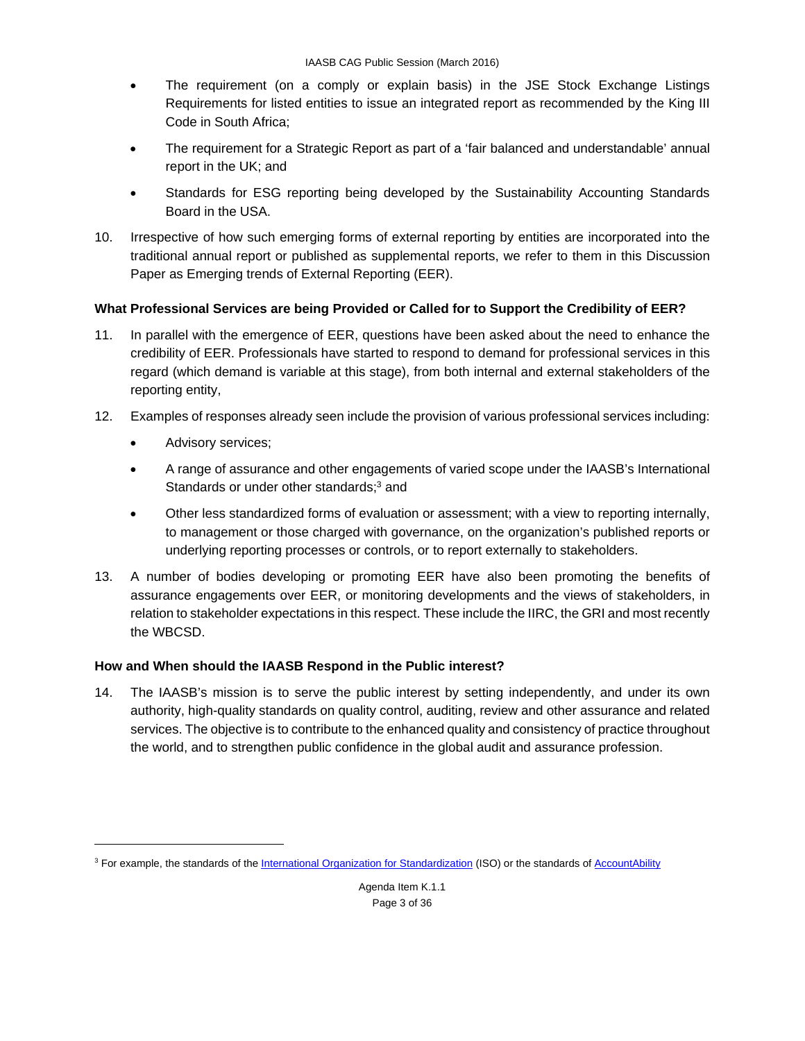- The requirement (on a comply or explain basis) in the JSE Stock Exchange Listings Requirements for listed entities to issue an integrated report as recommended by the King III Code in South Africa;
- The requirement for a Strategic Report as part of a 'fair balanced and understandable' annual report in the UK; and
- Standards for ESG reporting being developed by the Sustainability Accounting Standards Board in the USA.

10. Irrespective of how such emerging forms of external reporting by entities are incorporated into the traditional annual report or published as supplemental reports, we refer to them in this Discussion Paper as Emerging trends of External Reporting (EER).

**What Professional Services are being Provided or Called for to Support the Credibility of EER?**

11. In parallel with the emergence of EER, questions have been asked about the need to enhance the credibility of EER. Professionals have started to respond to demand for professional services in this regard (which demand is variable at this stage), from both internal and external stakeholders of the reporting entity,

12. Examples of responses already seen include the provision of various professional services including:
    - Advisory services;
    - A range of assurance and other engagements of varied scope under the IAASB's International Standards or under other standards;[3] and
    - Other less standardized forms of evaluation or assessment; with a view to reporting internally, to management or those charged with governance, on the organization's published reports or underlying reporting processes or controls, or to report externally to stakeholders.

13. A number of bodies developing or promoting EER have also been promoting the benefits of assurance engagements over EER, or monitoring developments and the views of stakeholders, in relation to stakeholder expectations in this respect. These include the IIRC, the GRI and most recently the WBCSD.

**How and When should the IAASB Respond in the Public interest?**

14. The IAASB's mission is to serve the public interest by setting independently, and under its own authority, high-quality standards on quality control, auditing, review and other assurance and related services. The objective is to contribute to the enhanced quality and consistency of practice throughout the world, and to strengthen public confidence in the global audit and assurance profession.

[3] For example, the standards of the International Organization for Standardization (ISO) or the standards of AccountAbility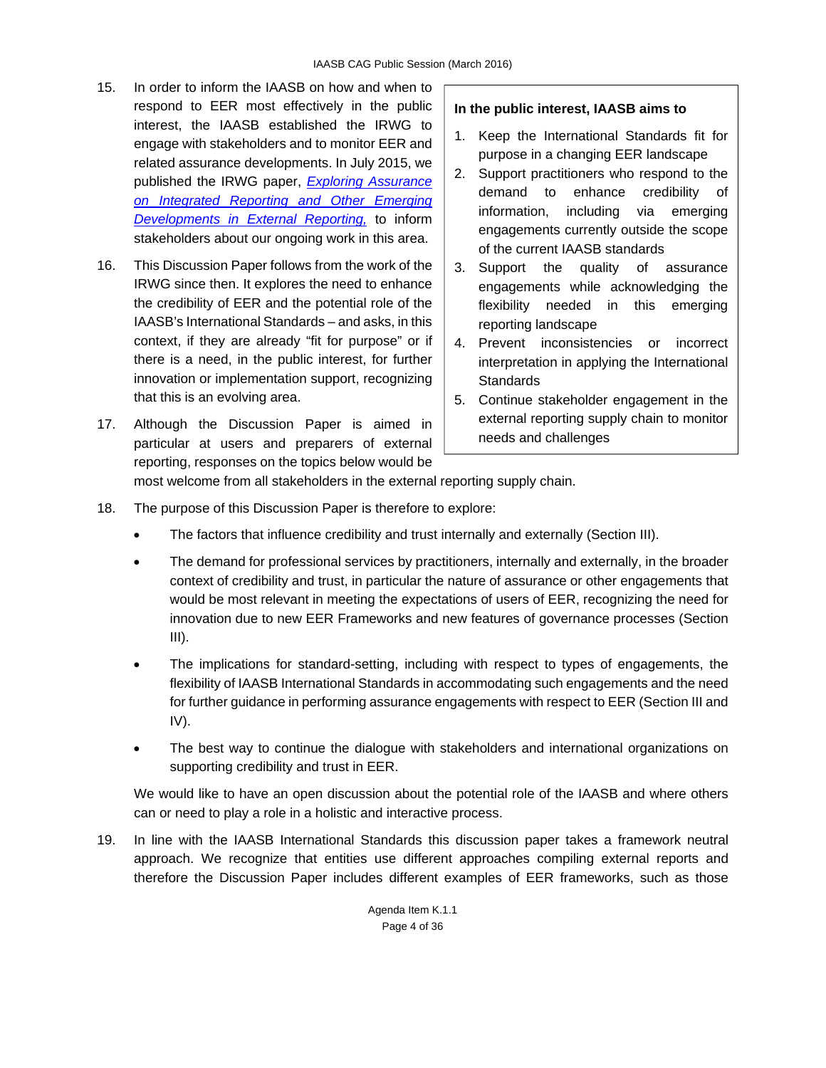15. In order to inform the IAASB on how and when to respond to EER most effectively in the public interest, the IAASB established the IRWG to engage with stakeholders and to monitor EER and related assurance developments. In July 2015, we published the IRWG paper, *Exploring Assurance on Integrated Reporting and Other Emerging Developments in External Reporting,* to inform stakeholders about our ongoing work in this area.

16. This Discussion Paper follows from the work of the IRWG since then. It explores the need to enhance the credibility of EER and the potential role of the IAASB's International Standards – and asks, in this context, if they are already "fit for purpose" or if there is a need, in the public interest, for further innovation or implementation support, recognizing that this is an evolving area.

17. Although the Discussion Paper is aimed in particular at users and preparers of external reporting, responses on the topics below would be most welcome from all stakeholders in the external reporting supply chain.

> **In the public interest, IAASB aims to**
>
> 1. Keep the International Standards fit for purpose in a changing EER landscape
> 2. Support practitioners who respond to the demand to enhance credibility of information, including via emerging engagements currently outside the scope of the current IAASB standards
> 3. Support the quality of assurance engagements while acknowledging the flexibility needed in this emerging reporting landscape
> 4. Prevent inconsistencies or incorrect interpretation in applying the International Standards
> 5. Continue stakeholder engagement in the external reporting supply chain to monitor needs and challenges

18. The purpose of this Discussion Paper is therefore to explore:

    - The factors that influence credibility and trust internally and externally (Section III).
    - The demand for professional services by practitioners, internally and externally, in the broader context of credibility and trust, in particular the nature of assurance or other engagements that would be most relevant in meeting the expectations of users of EER, recognizing the need for innovation due to new EER Frameworks and new features of governance processes (Section III).
    - The implications for standard-setting, including with respect to types of engagements, the flexibility of IAASB International Standards in accommodating such engagements and the need for further guidance in performing assurance engagements with respect to EER (Section III and IV).
    - The best way to continue the dialogue with stakeholders and international organizations on supporting credibility and trust in EER.

    We would like to have an open discussion about the potential role of the IAASB and where others can or need to play a role in a holistic and interactive process.

19. In line with the IAASB International Standards this discussion paper takes a framework neutral approach. We recognize that entities use different approaches compiling external reports and therefore the Discussion Paper includes different examples of EER frameworks, such as those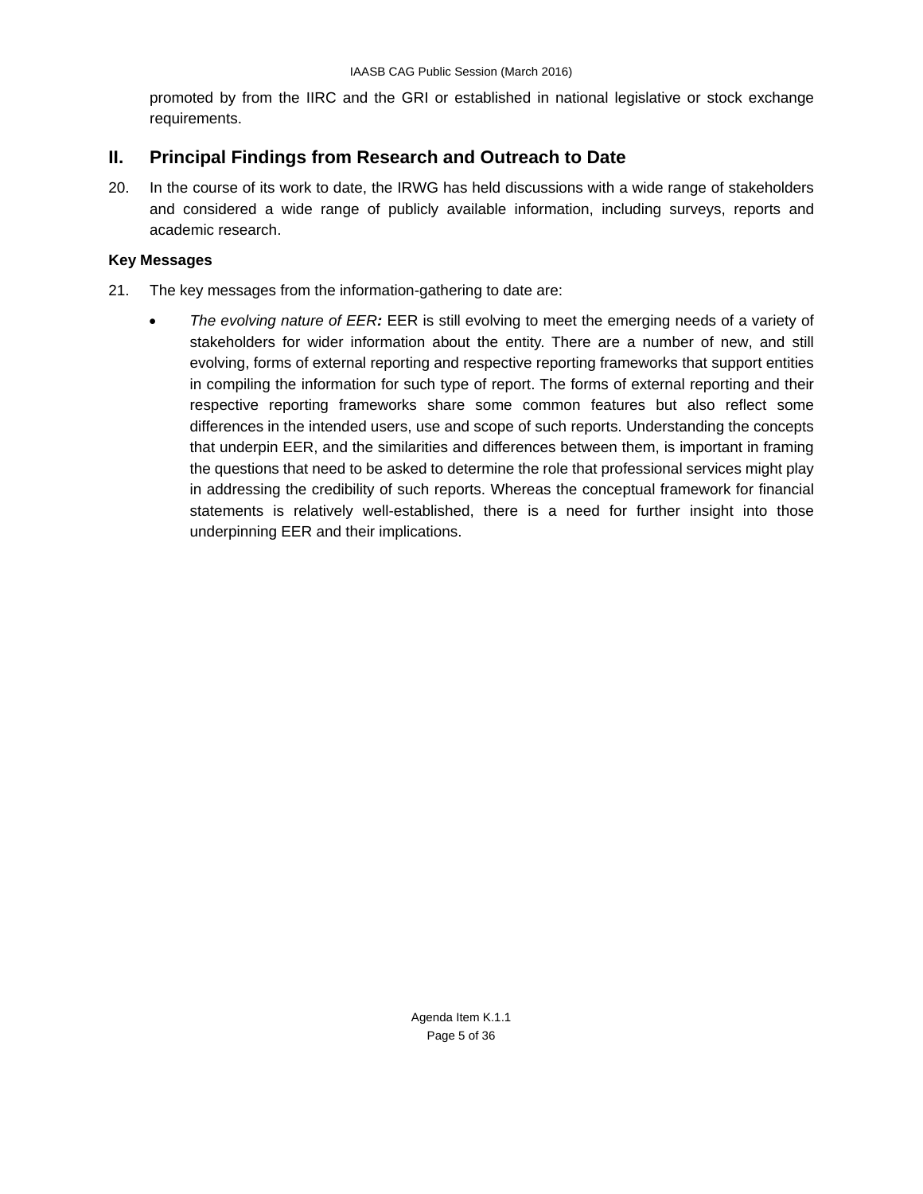promoted by from the IIRC and the GRI or established in national legislative or stock exchange requirements.

## II. Principal Findings from Research and Outreach to Date

20. In the course of its work to date, the IRWG has held discussions with a wide range of stakeholders and considered a wide range of publicly available information, including surveys, reports and academic research.

### Key Messages

21. The key messages from the information-gathering to date are:

- *The evolving nature of EER:* EER is still evolving to meet the emerging needs of a variety of stakeholders for wider information about the entity. There are a number of new, and still evolving, forms of external reporting and respective reporting frameworks that support entities in compiling the information for such type of report. The forms of external reporting and their respective reporting frameworks share some common features but also reflect some differences in the intended users, use and scope of such reports. Understanding the concepts that underpin EER, and the similarities and differences between them, is important in framing the questions that need to be asked to determine the role that professional services might play in addressing the credibility of such reports. Whereas the conceptual framework for financial statements is relatively well-established, there is a need for further insight into those underpinning EER and their implications.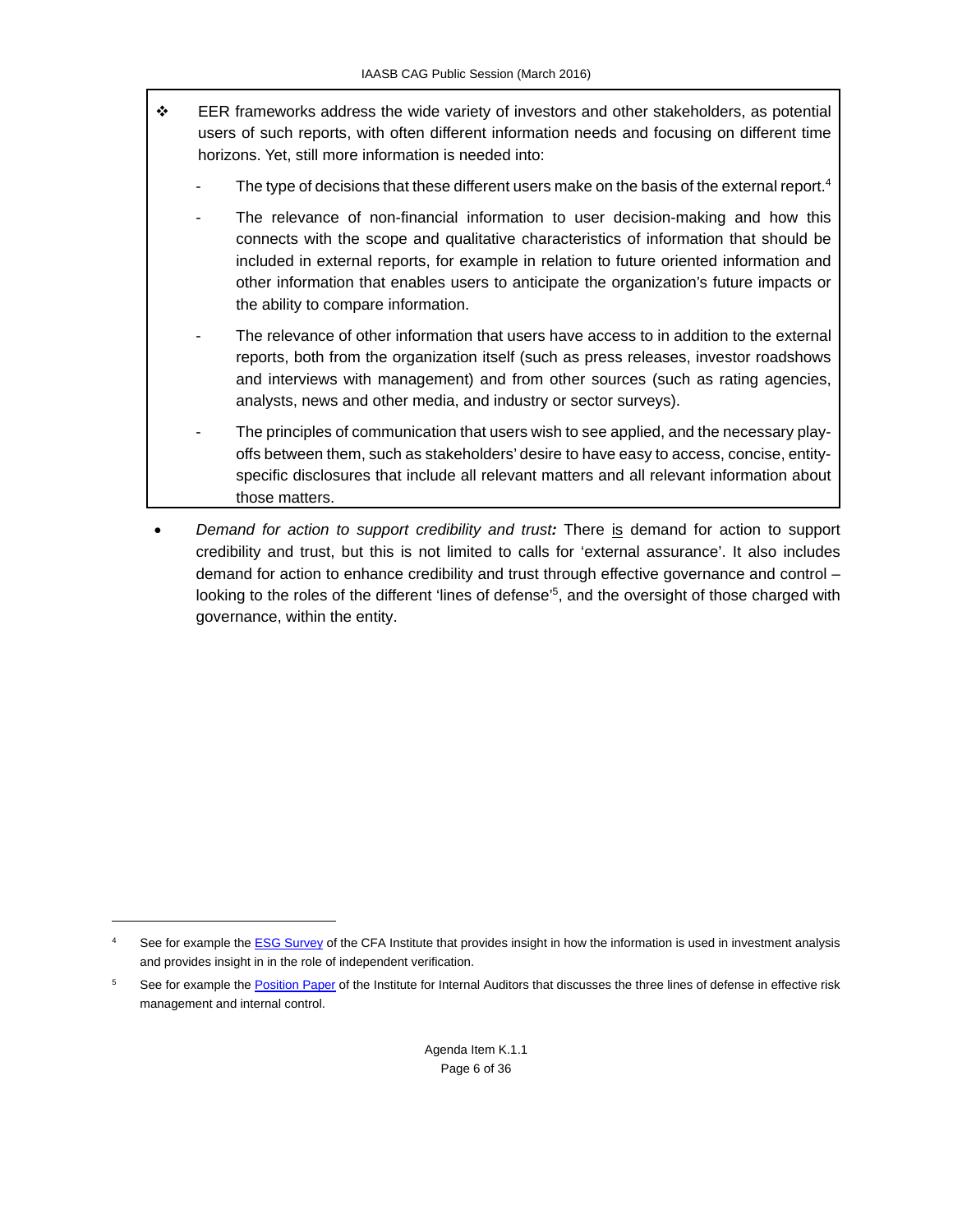- ❖ EER frameworks address the wide variety of investors and other stakeholders, as potential users of such reports, with often different information needs and focusing on different time horizons. Yet, still more information is needed into:
  - The type of decisions that these different users make on the basis of the external report.[4]
  - The relevance of non-financial information to user decision-making and how this connects with the scope and qualitative characteristics of information that should be included in external reports, for example in relation to future oriented information and other information that enables users to anticipate the organization's future impacts or the ability to compare information.
  - The relevance of other information that users have access to in addition to the external reports, both from the organization itself (such as press releases, investor roadshows and interviews with management) and from other sources (such as rating agencies, analysts, news and other media, and industry or sector surveys).
  - The principles of communication that users wish to see applied, and the necessary play-offs between them, such as stakeholders' desire to have easy to access, concise, entity-specific disclosures that include all relevant matters and all relevant information about those matters.

- *Demand for action to support credibility and trust:* There is demand for action to support credibility and trust, but this is not limited to calls for 'external assurance'. It also includes demand for action to enhance credibility and trust through effective governance and control – looking to the roles of the different 'lines of defense'[5], and the oversight of those charged with governance, within the entity.

---

[4] See for example the ESG Survey of the CFA Institute that provides insight in how the information is used in investment analysis and provides insight in in the role of independent verification.

[5] See for example the Position Paper of the Institute for Internal Auditors that discusses the three lines of defense in effective risk management and internal control.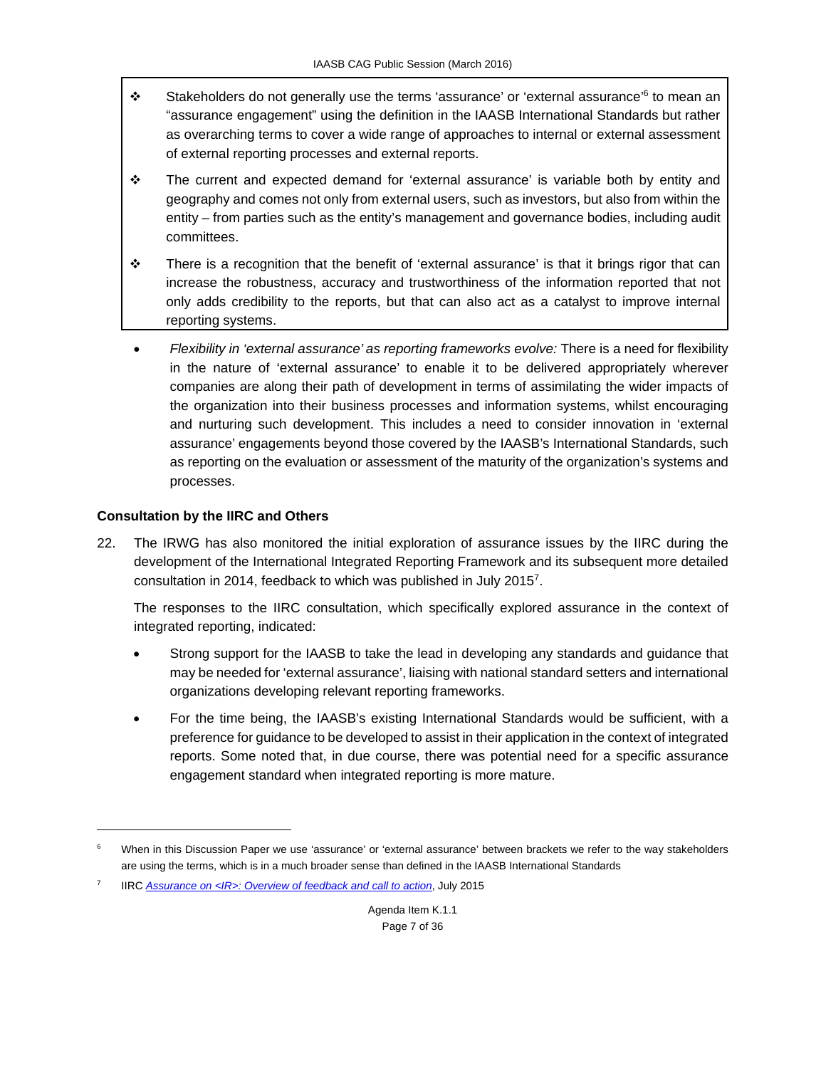- Stakeholders do not generally use the terms ‘assurance’ or ‘external assurance’[6] to mean an “assurance engagement” using the definition in the IAASB International Standards but rather as overarching terms to cover a wide range of approaches to internal or external assessment of external reporting processes and external reports.
- The current and expected demand for ‘external assurance’ is variable both by entity and geography and comes not only from external users, such as investors, but also from within the entity – from parties such as the entity’s management and governance bodies, including audit committees.
- There is a recognition that the benefit of ‘external assurance’ is that it brings rigor that can increase the robustness, accuracy and trustworthiness of the information reported that not only adds credibility to the reports, but that can also act as a catalyst to improve internal reporting systems.

- *Flexibility in ‘external assurance’ as reporting frameworks evolve:* There is a need for flexibility in the nature of ‘external assurance’ to enable it to be delivered appropriately wherever companies are along their path of development in terms of assimilating the wider impacts of the organization into their business processes and information systems, whilst encouraging and nurturing such development. This includes a need to consider innovation in ‘external assurance’ engagements beyond those covered by the IAASB’s International Standards, such as reporting on the evaluation or assessment of the maturity of the organization’s systems and processes.

**Consultation by the IIRC and Others**

22. The IRWG has also monitored the initial exploration of assurance issues by the IIRC during the development of the International Integrated Reporting Framework and its subsequent more detailed consultation in 2014, feedback to which was published in July 2015[7].

    The responses to the IIRC consultation, which specifically explored assurance in the context of integrated reporting, indicated:

    - Strong support for the IAASB to take the lead in developing any standards and guidance that may be needed for ‘external assurance’, liaising with national standard setters and international organizations developing relevant reporting frameworks.
    - For the time being, the IAASB’s existing International Standards would be sufficient, with a preference for guidance to be developed to assist in their application in the context of integrated reports. Some noted that, in due course, there was potential need for a specific assurance engagement standard when integrated reporting is more mature.

---

[6] When in this Discussion Paper we use ‘assurance’ or ‘external assurance’ between brackets we refer to the way stakeholders are using the terms, which is in a much broader sense than defined in the IAASB International Standards

[7] IIRC *Assurance on <IR>: Overview of feedback and call to action*, July 2015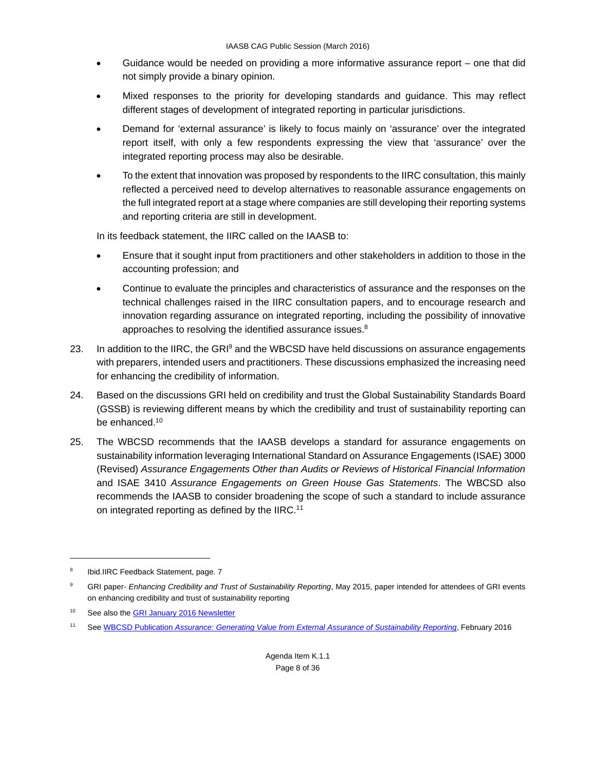- Guidance would be needed on providing a more informative assurance report – one that did not simply provide a binary opinion.
- Mixed responses to the priority for developing standards and guidance. This may reflect different stages of development of integrated reporting in particular jurisdictions.
- Demand for 'external assurance' is likely to focus mainly on 'assurance' over the integrated report itself, with only a few respondents expressing the view that 'assurance' over the integrated reporting process may also be desirable.
- To the extent that innovation was proposed by respondents to the IIRC consultation, this mainly reflected a perceived need to develop alternatives to reasonable assurance engagements on the full integrated report at a stage where companies are still developing their reporting systems and reporting criteria are still in development.

In its feedback statement, the IIRC called on the IAASB to:

- Ensure that it sought input from practitioners and other stakeholders in addition to those in the accounting profession; and
- Continue to evaluate the principles and characteristics of assurance and the responses on the technical challenges raised in the IIRC consultation papers, and to encourage research and innovation regarding assurance on integrated reporting, including the possibility of innovative approaches to resolving the identified assurance issues.[8]

23. In addition to the IIRC, the GRI[9] and the WBCSD have held discussions on assurance engagements with preparers, intended users and practitioners. These discussions emphasized the increasing need for enhancing the credibility of information.

24. Based on the discussions GRI held on credibility and trust the Global Sustainability Standards Board (GSSB) is reviewing different means by which the credibility and trust of sustainability reporting can be enhanced.[10]

25. The WBCSD recommends that the IAASB develops a standard for assurance engagements on sustainability information leveraging International Standard on Assurance Engagements (ISAE) 3000 (Revised) *Assurance Engagements Other than Audits or Reviews of Historical Financial Information* and ISAE 3410 *Assurance Engagements on Green House Gas Statements*. The WBCSD also recommends the IAASB to consider broadening the scope of such a standard to include assurance on integrated reporting as defined by the IIRC.[11]

---

[8] Ibid.IIRC Feedback Statement, page. 7

[9] GRI paper- *Enhancing Credibility and Trust of Sustainability Reporting*, May 2015, paper intended for attendees of GRI events on enhancing credibility and trust of sustainability reporting

[10] See also the GRI January 2016 Newsletter

[11] See WBCSD Publication *Assurance: Generating Value from External Assurance of Sustainability Reporting*, February 2016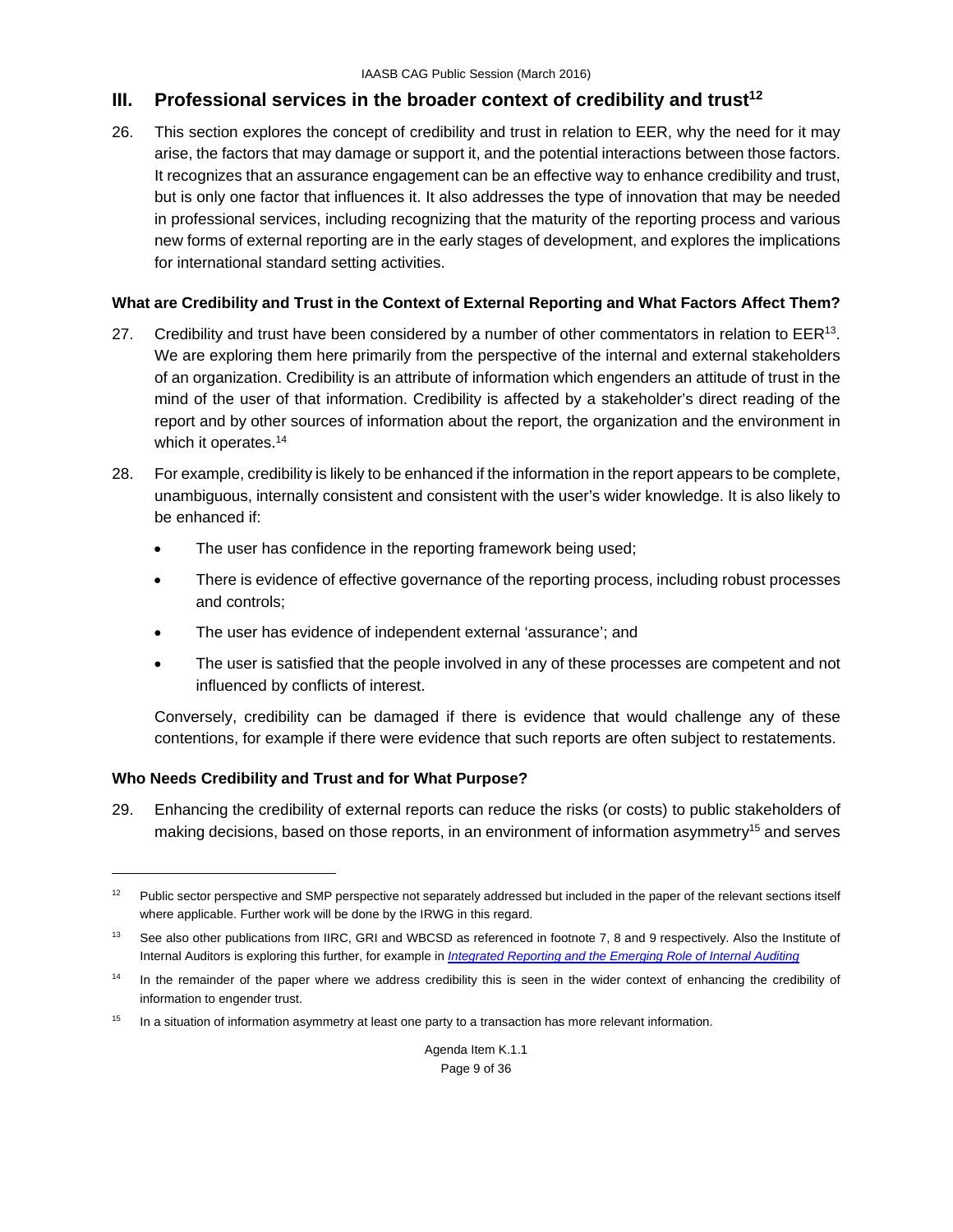## III. Professional services in the broader context of credibility and trust[12]

26. This section explores the concept of credibility and trust in relation to EER, why the need for it may arise, the factors that may damage or support it, and the potential interactions between those factors. It recognizes that an assurance engagement can be an effective way to enhance credibility and trust, but is only one factor that influences it. It also addresses the type of innovation that may be needed in professional services, including recognizing that the maturity of the reporting process and various new forms of external reporting are in the early stages of development, and explores the implications for international standard setting activities.

### What are Credibility and Trust in the Context of External Reporting and What Factors Affect Them?

27. Credibility and trust have been considered by a number of other commentators in relation to EER[13]. We are exploring them here primarily from the perspective of the internal and external stakeholders of an organization. Credibility is an attribute of information which engenders an attitude of trust in the mind of the user of that information. Credibility is affected by a stakeholder's direct reading of the report and by other sources of information about the report, the organization and the environment in which it operates.[14]

28. For example, credibility is likely to be enhanced if the information in the report appears to be complete, unambiguous, internally consistent and consistent with the user's wider knowledge. It is also likely to be enhanced if:

    - The user has confidence in the reporting framework being used;
    - There is evidence of effective governance of the reporting process, including robust processes and controls;
    - The user has evidence of independent external 'assurance'; and
    - The user is satisfied that the people involved in any of these processes are competent and not influenced by conflicts of interest.

    Conversely, credibility can be damaged if there is evidence that would challenge any of these contentions, for example if there were evidence that such reports are often subject to restatements.

### Who Needs Credibility and Trust and for What Purpose?

29. Enhancing the credibility of external reports can reduce the risks (or costs) to public stakeholders of making decisions, based on those reports, in an environment of information asymmetry[15] and serves

---

[12] Public sector perspective and SMP perspective not separately addressed but included in the paper of the relevant sections itself where applicable. Further work will be done by the IRWG in this regard.

[13] See also other publications from IIRC, GRI and WBCSD as referenced in footnote 7, 8 and 9 respectively. Also the Institute of Internal Auditors is exploring this further, for example in *Integrated Reporting and the Emerging Role of Internal Auditing*

[14] In the remainder of the paper where we address credibility this is seen in the wider context of enhancing the credibility of information to engender trust.

[15] In a situation of information asymmetry at least one party to a transaction has more relevant information.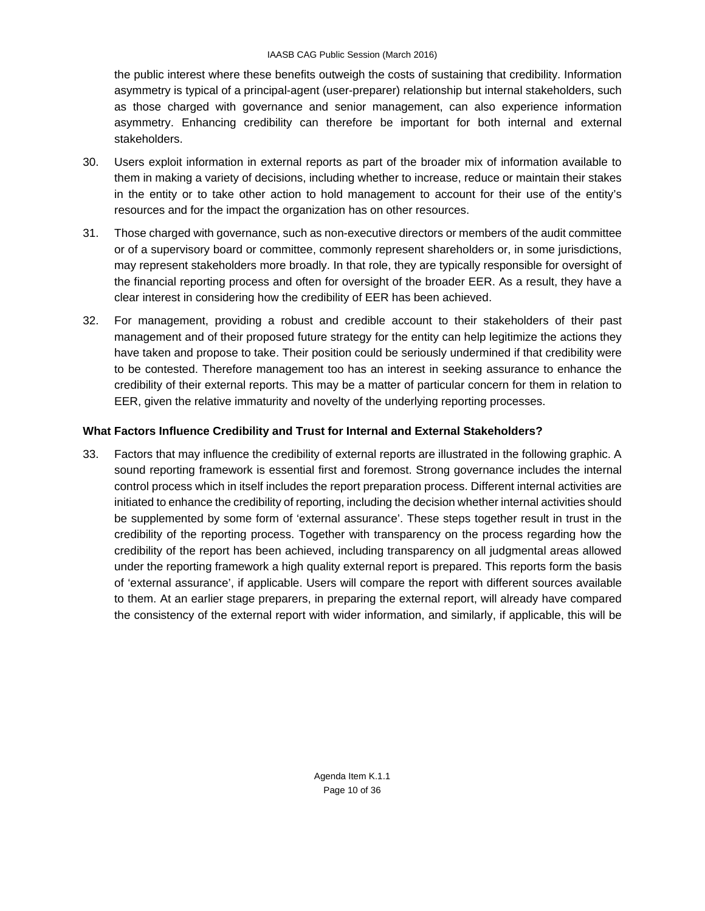the public interest where these benefits outweigh the costs of sustaining that credibility. Information asymmetry is typical of a principal-agent (user-preparer) relationship but internal stakeholders, such as those charged with governance and senior management, can also experience information asymmetry. Enhancing credibility can therefore be important for both internal and external stakeholders.

30. Users exploit information in external reports as part of the broader mix of information available to them in making a variety of decisions, including whether to increase, reduce or maintain their stakes in the entity or to take other action to hold management to account for their use of the entity's resources and for the impact the organization has on other resources.

31. Those charged with governance, such as non-executive directors or members of the audit committee or of a supervisory board or committee, commonly represent shareholders or, in some jurisdictions, may represent stakeholders more broadly. In that role, they are typically responsible for oversight of the financial reporting process and often for oversight of the broader EER. As a result, they have a clear interest in considering how the credibility of EER has been achieved.

32. For management, providing a robust and credible account to their stakeholders of their past management and of their proposed future strategy for the entity can help legitimize the actions they have taken and propose to take. Their position could be seriously undermined if that credibility were to be contested. Therefore management too has an interest in seeking assurance to enhance the credibility of their external reports. This may be a matter of particular concern for them in relation to EER, given the relative immaturity and novelty of the underlying reporting processes.

**What Factors Influence Credibility and Trust for Internal and External Stakeholders?**

33. Factors that may influence the credibility of external reports are illustrated in the following graphic. A sound reporting framework is essential first and foremost. Strong governance includes the internal control process which in itself includes the report preparation process. Different internal activities are initiated to enhance the credibility of reporting, including the decision whether internal activities should be supplemented by some form of 'external assurance'. These steps together result in trust in the credibility of the reporting process. Together with transparency on the process regarding how the credibility of the report has been achieved, including transparency on all judgmental areas allowed under the reporting framework a high quality external report is prepared. This reports form the basis of 'external assurance', if applicable. Users will compare the report with different sources available to them. At an earlier stage preparers, in preparing the external report, will already have compared the consistency of the external report with wider information, and similarly, if applicable, this will be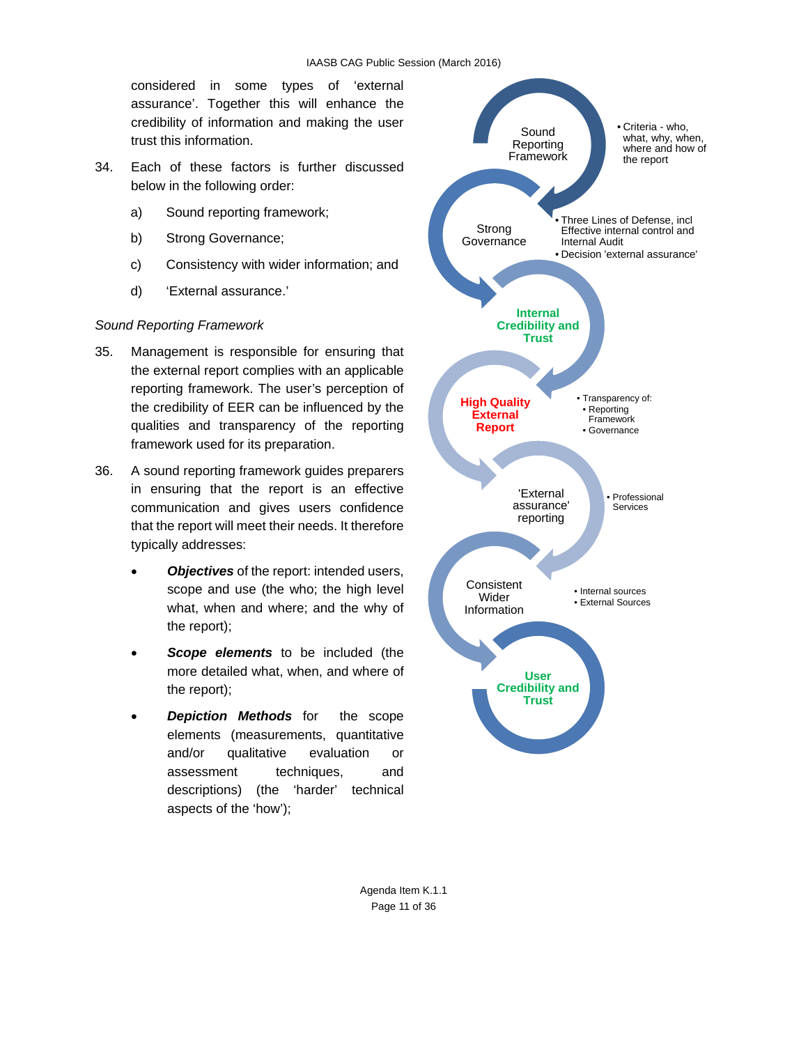considered in some types of 'external assurance'. Together this will enhance the credibility of information and making the user trust this information.

34. Each of these factors is further discussed below in the following order:

    a) Sound reporting framework;

    b) Strong Governance;

    c) Consistency with wider information; and

    d) 'External assurance.'

*Sound Reporting Framework*

35. Management is responsible for ensuring that the external report complies with an applicable reporting framework. The user's perception of the credibility of EER can be influenced by the qualities and transparency of the reporting framework used for its preparation.

36. A sound reporting framework guides preparers in ensuring that the report is an effective communication and gives users confidence that the report will meet their needs. It therefore typically addresses:

    - ***Objectives*** of the report: intended users, scope and use (the who; the high level what, when and where; and the why of the report);
    - ***Scope elements*** to be included (the more detailed what, when, and where of the report);
    - ***Depiction Methods*** for the scope elements (measurements, quantitative and/or qualitative evaluation or assessment techniques, and descriptions) (the 'harder' technical aspects of the 'how');

Sound Reporting Framework
- Criteria - who, what, why, when, where and how of the report

Strong Governance
- Three Lines of Defense, incl Effective internal control and Internal Audit
- Decision 'external assurance'

Internal Credibility and Trust

High Quality External Report
- Transparency of:
  - Reporting Framework
  - Governance

'External assurance' reporting
- Professional Services

Consistent Wider Information
- Internal sources
- External Sources

User Credibility and Trust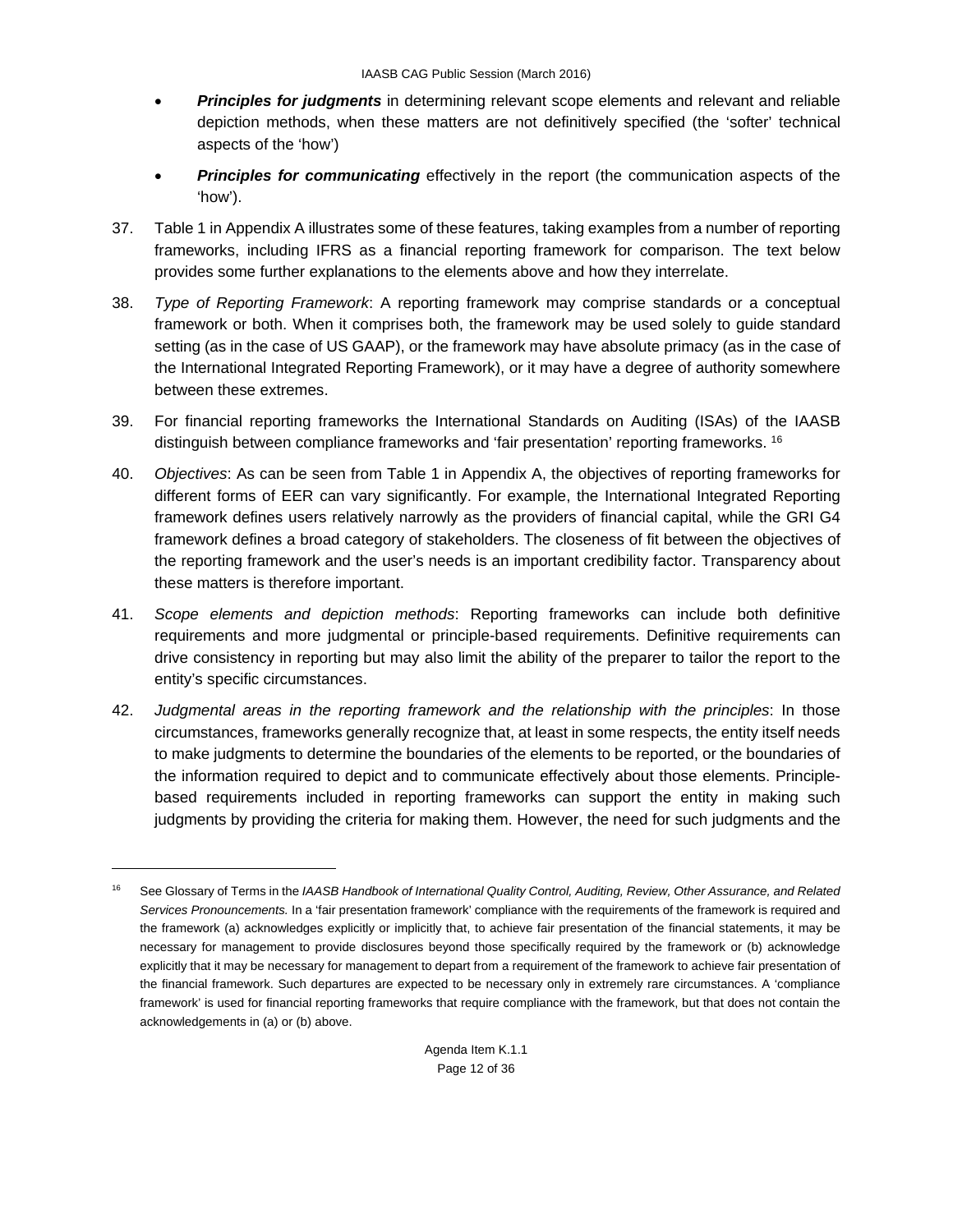- ***Principles for judgments*** in determining relevant scope elements and relevant and reliable depiction methods, when these matters are not definitively specified (the 'softer' technical aspects of the 'how')
- ***Principles for communicating*** effectively in the report (the communication aspects of the 'how').

37. Table 1 in Appendix A illustrates some of these features, taking examples from a number of reporting frameworks, including IFRS as a financial reporting framework for comparison. The text below provides some further explanations to the elements above and how they interrelate.

38. *Type of Reporting Framework*: A reporting framework may comprise standards or a conceptual framework or both. When it comprises both, the framework may be used solely to guide standard setting (as in the case of US GAAP), or the framework may have absolute primacy (as in the case of the International Integrated Reporting Framework), or it may have a degree of authority somewhere between these extremes.

39. For financial reporting frameworks the International Standards on Auditing (ISAs) of the IAASB distinguish between compliance frameworks and 'fair presentation' reporting frameworks. [16]

40. *Objectives*: As can be seen from Table 1 in Appendix A, the objectives of reporting frameworks for different forms of EER can vary significantly. For example, the International Integrated Reporting framework defines users relatively narrowly as the providers of financial capital, while the GRI G4 framework defines a broad category of stakeholders. The closeness of fit between the objectives of the reporting framework and the user's needs is an important credibility factor. Transparency about these matters is therefore important.

41. *Scope elements and depiction methods*: Reporting frameworks can include both definitive requirements and more judgmental or principle-based requirements. Definitive requirements can drive consistency in reporting but may also limit the ability of the preparer to tailor the report to the entity's specific circumstances.

42. *Judgmental areas in the reporting framework and the relationship with the principles*: In those circumstances, frameworks generally recognize that, at least in some respects, the entity itself needs to make judgments to determine the boundaries of the elements to be reported, or the boundaries of the information required to depict and to communicate effectively about those elements. Principle-based requirements included in reporting frameworks can support the entity in making such judgments by providing the criteria for making them. However, the need for such judgments and the

---

[16] See Glossary of Terms in the *IAASB Handbook of International Quality Control, Auditing, Review, Other Assurance, and Related Services Pronouncements.* In a 'fair presentation framework' compliance with the requirements of the framework is required and the framework (a) acknowledges explicitly or implicitly that, to achieve fair presentation of the financial statements, it may be necessary for management to provide disclosures beyond those specifically required by the framework or (b) acknowledge explicitly that it may be necessary for management to depart from a requirement of the framework to achieve fair presentation of the financial framework. Such departures are expected to be necessary only in extremely rare circumstances. A 'compliance framework' is used for financial reporting frameworks that require compliance with the framework, but that does not contain the acknowledgements in (a) or (b) above.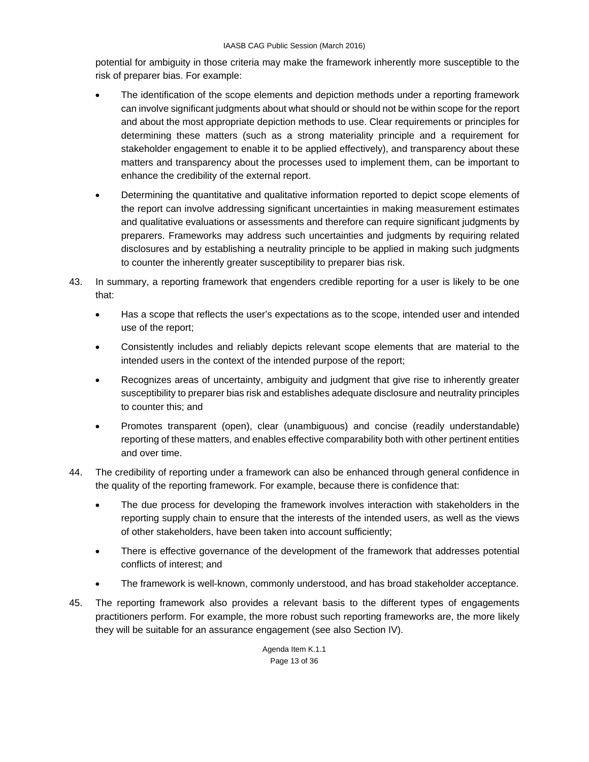potential for ambiguity in those criteria may make the framework inherently more susceptible to the risk of preparer bias. For example:

- The identification of the scope elements and depiction methods under a reporting framework can involve significant judgments about what should or should not be within scope for the report and about the most appropriate depiction methods to use. Clear requirements or principles for determining these matters (such as a strong materiality principle and a requirement for stakeholder engagement to enable it to be applied effectively), and transparency about these matters and transparency about the processes used to implement them, can be important to enhance the credibility of the external report.

- Determining the quantitative and qualitative information reported to depict scope elements of the report can involve addressing significant uncertainties in making measurement estimates and qualitative evaluations or assessments and therefore can require significant judgments by preparers. Frameworks may address such uncertainties and judgments by requiring related disclosures and by establishing a neutrality principle to be applied in making such judgments to counter the inherently greater susceptibility to preparer bias risk.

43. In summary, a reporting framework that engenders credible reporting for a user is likely to be one that:

    - Has a scope that reflects the user's expectations as to the scope, intended user and intended use of the report;

    - Consistently includes and reliably depicts relevant scope elements that are material to the intended users in the context of the intended purpose of the report;

    - Recognizes areas of uncertainty, ambiguity and judgment that give rise to inherently greater susceptibility to preparer bias risk and establishes adequate disclosure and neutrality principles to counter this; and

    - Promotes transparent (open), clear (unambiguous) and concise (readily understandable) reporting of these matters, and enables effective comparability both with other pertinent entities and over time.

44. The credibility of reporting under a framework can also be enhanced through general confidence in the quality of the reporting framework. For example, because there is confidence that:

    - The due process for developing the framework involves interaction with stakeholders in the reporting supply chain to ensure that the interests of the intended users, as well as the views of other stakeholders, have been taken into account sufficiently;

    - There is effective governance of the development of the framework that addresses potential conflicts of interest; and

    - The framework is well-known, commonly understood, and has broad stakeholder acceptance.

45. The reporting framework also provides a relevant basis to the different types of engagements practitioners perform. For example, the more robust such reporting frameworks are, the more likely they will be suitable for an assurance engagement (see also Section IV).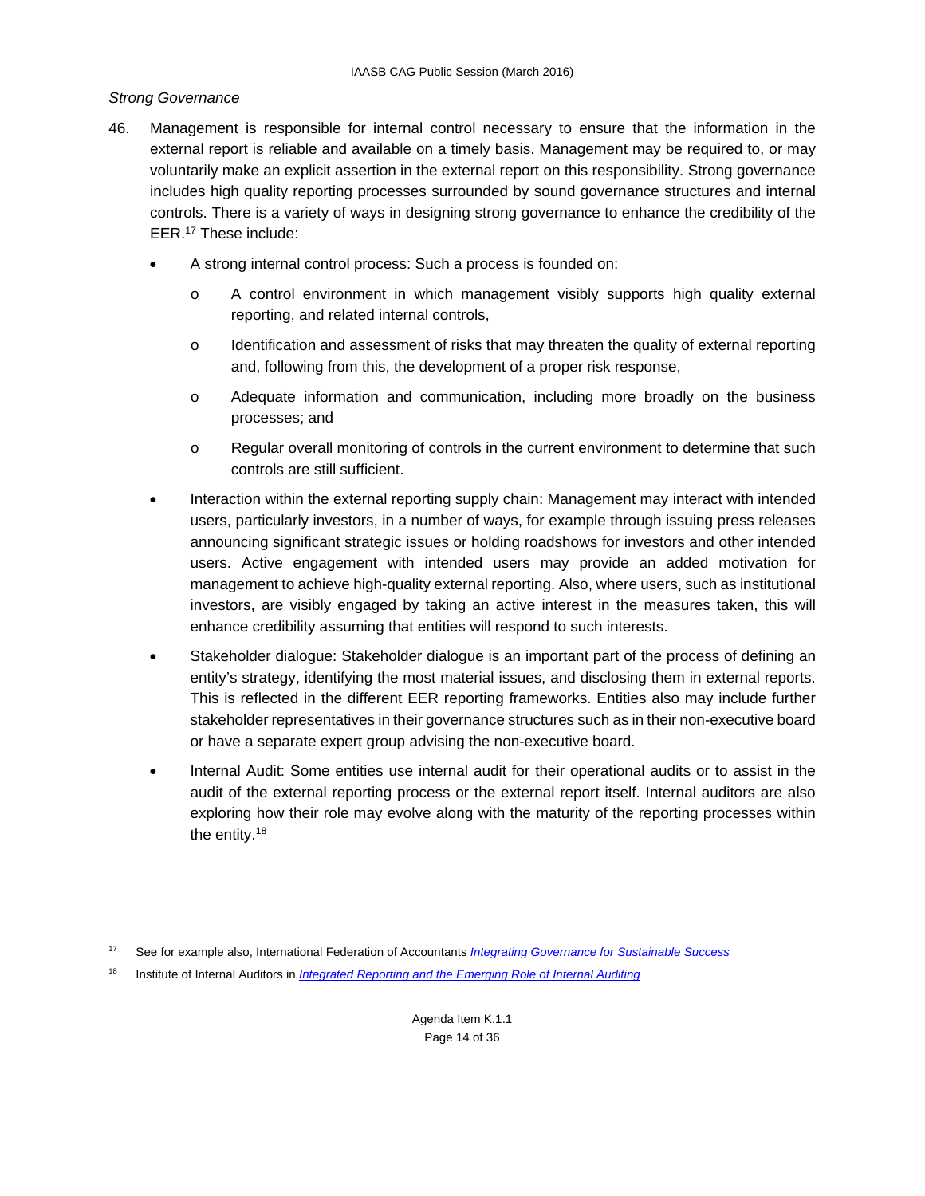*Strong Governance*

46. Management is responsible for internal control necessary to ensure that the information in the external report is reliable and available on a timely basis. Management may be required to, or may voluntarily make an explicit assertion in the external report on this responsibility. Strong governance includes high quality reporting processes surrounded by sound governance structures and internal controls. There is a variety of ways in designing strong governance to enhance the credibility of the EER.[17] These include:

   - A strong internal control process: Such a process is founded on:
     - o A control environment in which management visibly supports high quality external reporting, and related internal controls,
     - o Identification and assessment of risks that may threaten the quality of external reporting and, following from this, the development of a proper risk response,
     - o Adequate information and communication, including more broadly on the business processes; and
     - o Regular overall monitoring of controls in the current environment to determine that such controls are still sufficient.
   - Interaction within the external reporting supply chain: Management may interact with intended users, particularly investors, in a number of ways, for example through issuing press releases announcing significant strategic issues or holding roadshows for investors and other intended users. Active engagement with intended users may provide an added motivation for management to achieve high-quality external reporting. Also, where users, such as institutional investors, are visibly engaged by taking an active interest in the measures taken, this will enhance credibility assuming that entities will respond to such interests.
   - Stakeholder dialogue: Stakeholder dialogue is an important part of the process of defining an entity's strategy, identifying the most material issues, and disclosing them in external reports. This is reflected in the different EER reporting frameworks. Entities also may include further stakeholder representatives in their governance structures such as in their non-executive board or have a separate expert group advising the non-executive board.
   - Internal Audit: Some entities use internal audit for their operational audits or to assist in the audit of the external reporting process or the external report itself. Internal auditors are also exploring how their role may evolve along with the maturity of the reporting processes within the entity.[18]

---

[17] See for example also, International Federation of Accountants *Integrating Governance for Sustainable Success*

[18] Institute of Internal Auditors in *Integrated Reporting and the Emerging Role of Internal Auditing*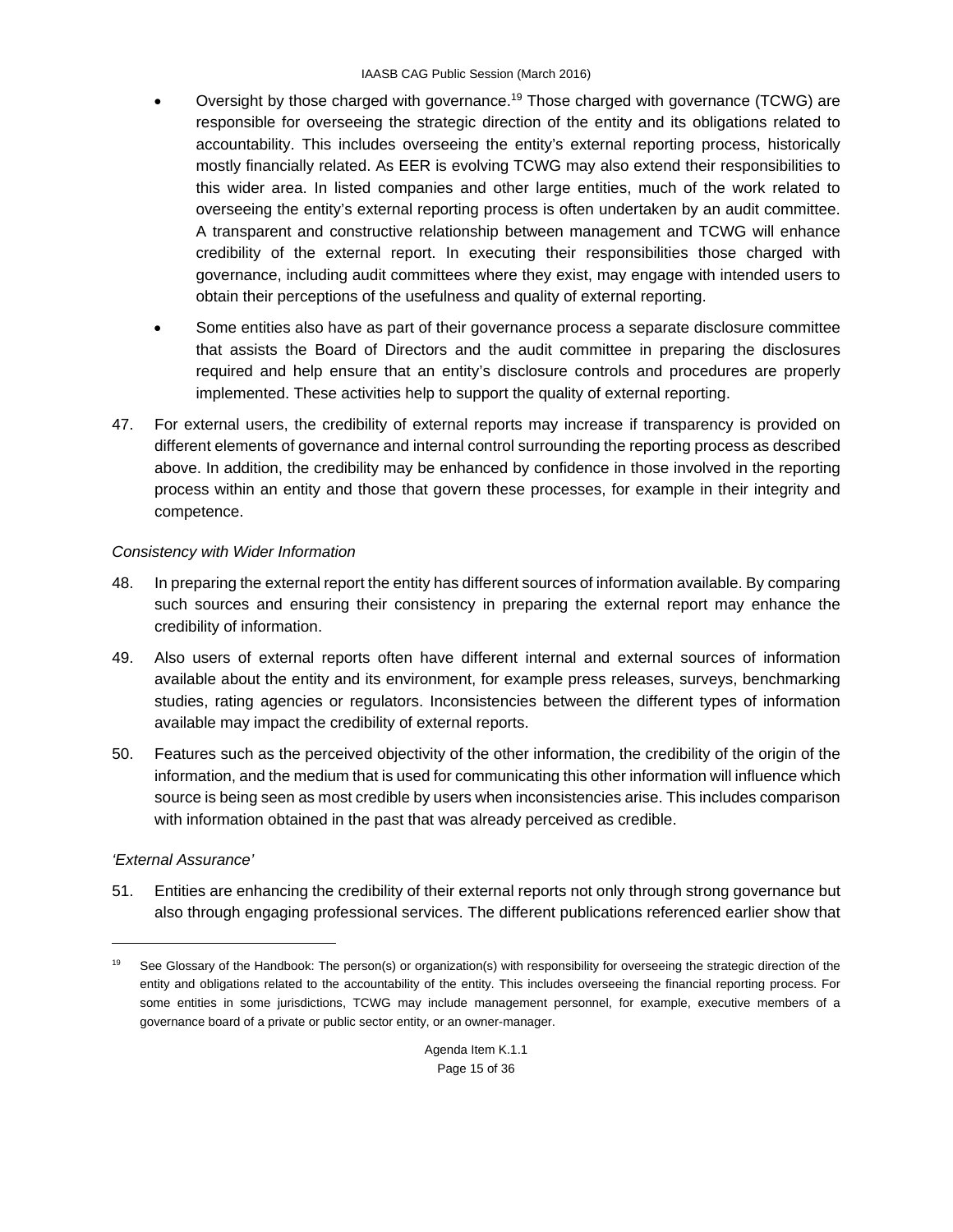- Oversight by those charged with governance.[19] Those charged with governance (TCWG) are responsible for overseeing the strategic direction of the entity and its obligations related to accountability. This includes overseeing the entity's external reporting process, historically mostly financially related. As EER is evolving TCWG may also extend their responsibilities to this wider area. In listed companies and other large entities, much of the work related to overseeing the entity's external reporting process is often undertaken by an audit committee. A transparent and constructive relationship between management and TCWG will enhance credibility of the external report. In executing their responsibilities those charged with governance, including audit committees where they exist, may engage with intended users to obtain their perceptions of the usefulness and quality of external reporting.
- Some entities also have as part of their governance process a separate disclosure committee that assists the Board of Directors and the audit committee in preparing the disclosures required and help ensure that an entity's disclosure controls and procedures are properly implemented. These activities help to support the quality of external reporting.

47. For external users, the credibility of external reports may increase if transparency is provided on different elements of governance and internal control surrounding the reporting process as described above. In addition, the credibility may be enhanced by confidence in those involved in the reporting process within an entity and those that govern these processes, for example in their integrity and competence.

*Consistency with Wider Information*

48. In preparing the external report the entity has different sources of information available. By comparing such sources and ensuring their consistency in preparing the external report may enhance the credibility of information.

49. Also users of external reports often have different internal and external sources of information available about the entity and its environment, for example press releases, surveys, benchmarking studies, rating agencies or regulators. Inconsistencies between the different types of information available may impact the credibility of external reports.

50. Features such as the perceived objectivity of the other information, the credibility of the origin of the information, and the medium that is used for communicating this other information will influence which source is being seen as most credible by users when inconsistencies arise. This includes comparison with information obtained in the past that was already perceived as credible.

*'External Assurance'*

51. Entities are enhancing the credibility of their external reports not only through strong governance but also through engaging professional services. The different publications referenced earlier show that

---

[19] See Glossary of the Handbook: The person(s) or organization(s) with responsibility for overseeing the strategic direction of the entity and obligations related to the accountability of the entity. This includes overseeing the financial reporting process. For some entities in some jurisdictions, TCWG may include management personnel, for example, executive members of a governance board of a private or public sector entity, or an owner-manager.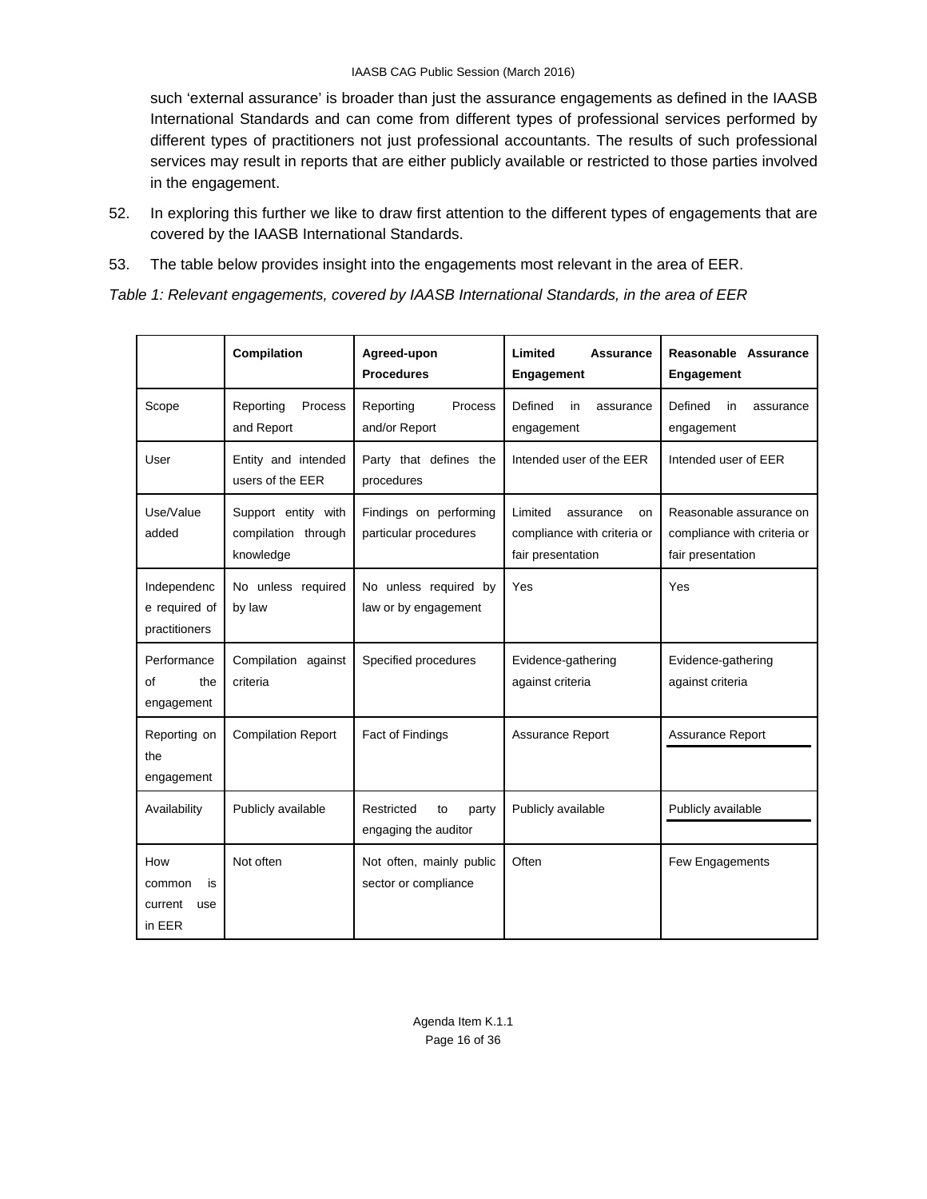such 'external assurance' is broader than just the assurance engagements as defined in the IAASB International Standards and can come from different types of professional services performed by different types of practitioners not just professional accountants. The results of such professional services may result in reports that are either publicly available or restricted to those parties involved in the engagement.

52. In exploring this further we like to draw first attention to the different types of engagements that are covered by the IAASB International Standards.

53. The table below provides insight into the engagements most relevant in the area of EER.

*Table 1: Relevant engagements, covered by IAASB International Standards, in the area of EER*

| | **Compilation** | **Agreed-upon Procedures** | **Limited Assurance Engagement** | **Reasonable Assurance Engagement** |
|---|---|---|---|---|
| Scope | Reporting Process and Report | Reporting Process and/or Report | Defined in assurance engagement | Defined in assurance engagement |
| User | Entity and intended users of the EER | Party that defines the procedures | Intended user of the EER | Intended user of EER |
| Use/Value added | Support entity with compilation through knowledge | Findings on performing particular procedures | Limited assurance on compliance with criteria or fair presentation | Reasonable assurance on compliance with criteria or fair presentation |
| Independence required of practitioners | No unless required by law | No unless required by law or by engagement | Yes | Yes |
| Performance of the engagement | Compilation against criteria | Specified procedures | Evidence-gathering against criteria | Evidence-gathering against criteria |
| Reporting on the engagement | Compilation Report | Fact of Findings | Assurance Report | Assurance Report |
| Availability | Publicly available | Restricted to party engaging the auditor | Publicly available | Publicly available |
| How common is current use in EER | Not often | Not often, mainly public sector or compliance | Often | Few Engagements |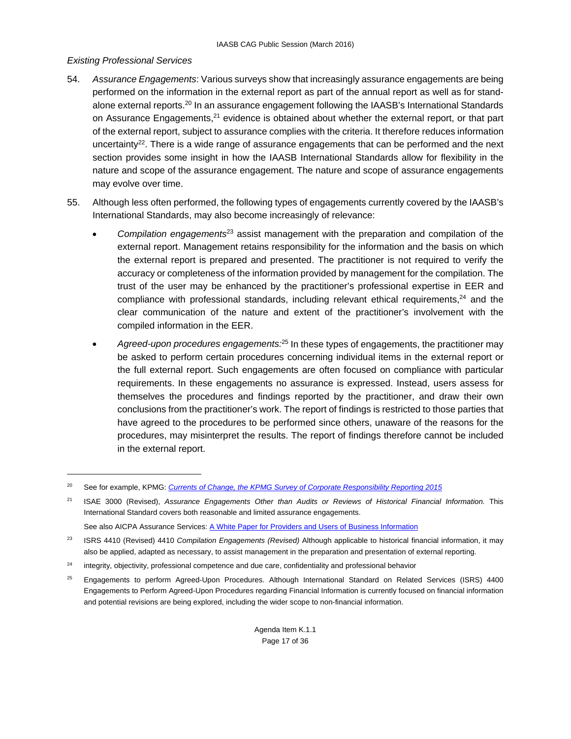*Existing Professional Services*

54. *Assurance Engagements*: Various surveys show that increasingly assurance engagements are being performed on the information in the external report as part of the annual report as well as for stand-alone external reports.[20] In an assurance engagement following the IAASB's International Standards on Assurance Engagements,[21] evidence is obtained about whether the external report, or that part of the external report, subject to assurance complies with the criteria. It therefore reduces information uncertainty[22]. There is a wide range of assurance engagements that can be performed and the next section provides some insight in how the IAASB International Standards allow for flexibility in the nature and scope of the assurance engagement. The nature and scope of assurance engagements may evolve over time.

55. Although less often performed, the following types of engagements currently covered by the IAASB's International Standards, may also become increasingly of relevance:

    - *Compilation engagements*[23] assist management with the preparation and compilation of the external report. Management retains responsibility for the information and the basis on which the external report is prepared and presented. The practitioner is not required to verify the accuracy or completeness of the information provided by management for the compilation. The trust of the user may be enhanced by the practitioner's professional expertise in EER and compliance with professional standards, including relevant ethical requirements,[24] and the clear communication of the nature and extent of the practitioner's involvement with the compiled information in the EER.

    - *Agreed-upon procedures engagements:*[25] In these types of engagements, the practitioner may be asked to perform certain procedures concerning individual items in the external report or the full external report. Such engagements are often focused on compliance with particular requirements. In these engagements no assurance is expressed. Instead, users assess for themselves the procedures and findings reported by the practitioner, and draw their own conclusions from the practitioner's work. The report of findings is restricted to those parties that have agreed to the procedures to be performed since others, unaware of the reasons for the procedures, may misinterpret the results. The report of findings therefore cannot be included in the external report.

---

[20] See for example, KPMG: *Currents of Change, the KPMG Survey of Corporate Responsibility Reporting 2015*

[21] ISAE 3000 (Revised), *Assurance Engagements Other than Audits or Reviews of Historical Financial Information.* This International Standard covers both reasonable and limited assurance engagements.

See also AICPA Assurance Services: A White Paper for Providers and Users of Business Information

[23] ISRS 4410 (Revised) 4410 *Compilation Engagements (Revised)* Although applicable to historical financial information, it may also be applied, adapted as necessary, to assist management in the preparation and presentation of external reporting.

[24] integrity, objectivity, professional competence and due care, confidentiality and professional behavior

[25] Engagements to perform Agreed-Upon Procedures. Although International Standard on Related Services (ISRS) 4400 Engagements to Perform Agreed-Upon Procedures regarding Financial Information is currently focused on financial information and potential revisions are being explored, including the wider scope to non-financial information.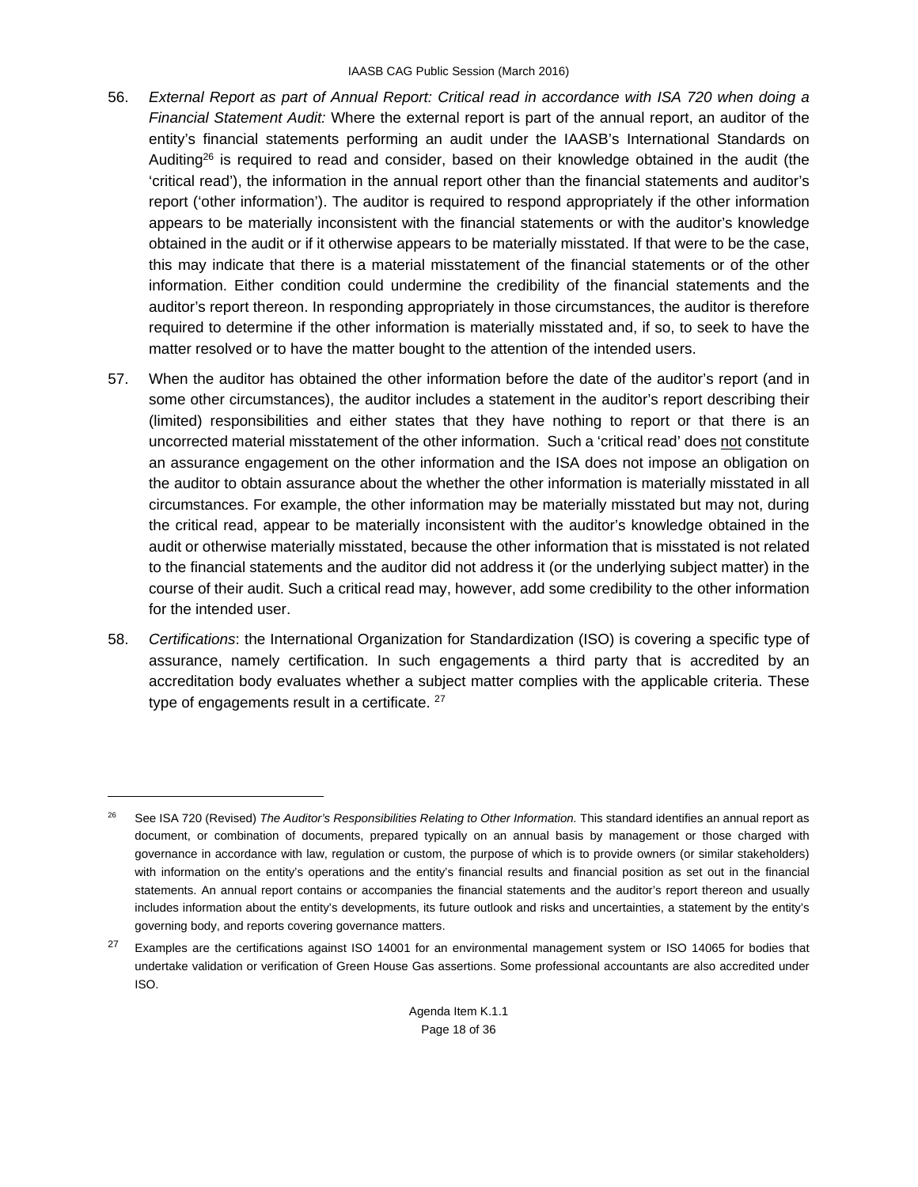56. *External Report as part of Annual Report: Critical read in accordance with ISA 720 when doing a Financial Statement Audit:* Where the external report is part of the annual report, an auditor of the entity's financial statements performing an audit under the IAASB's International Standards on Auditing[26] is required to read and consider, based on their knowledge obtained in the audit (the 'critical read'), the information in the annual report other than the financial statements and auditor's report ('other information'). The auditor is required to respond appropriately if the other information appears to be materially inconsistent with the financial statements or with the auditor's knowledge obtained in the audit or if it otherwise appears to be materially misstated. If that were to be the case, this may indicate that there is a material misstatement of the financial statements or of the other information. Either condition could undermine the credibility of the financial statements and the auditor's report thereon. In responding appropriately in those circumstances, the auditor is therefore required to determine if the other information is materially misstated and, if so, to seek to have the matter resolved or to have the matter bought to the attention of the intended users.

57. When the auditor has obtained the other information before the date of the auditor's report (and in some other circumstances), the auditor includes a statement in the auditor's report describing their (limited) responsibilities and either states that they have nothing to report or that there is an uncorrected material misstatement of the other information. Such a 'critical read' does <u>not</u> constitute an assurance engagement on the other information and the ISA does not impose an obligation on the auditor to obtain assurance about the whether the other information is materially misstated in all circumstances. For example, the other information may be materially misstated but may not, during the critical read, appear to be materially inconsistent with the auditor's knowledge obtained in the audit or otherwise materially misstated, because the other information that is misstated is not related to the financial statements and the auditor did not address it (or the underlying subject matter) in the course of their audit. Such a critical read may, however, add some credibility to the other information for the intended user.

58. *Certifications*: the International Organization for Standardization (ISO) is covering a specific type of assurance, namely certification. In such engagements a third party that is accredited by an accreditation body evaluates whether a subject matter complies with the applicable criteria. These type of engagements result in a certificate. [27]

---

[26] See ISA 720 (Revised) *The Auditor's Responsibilities Relating to Other Information.* This standard identifies an annual report as document, or combination of documents, prepared typically on an annual basis by management or those charged with governance in accordance with law, regulation or custom, the purpose of which is to provide owners (or similar stakeholders) with information on the entity's operations and the entity's financial results and financial position as set out in the financial statements. An annual report contains or accompanies the financial statements and the auditor's report thereon and usually includes information about the entity's developments, its future outlook and risks and uncertainties, a statement by the entity's governing body, and reports covering governance matters.

[27] Examples are the certifications against ISO 14001 for an environmental management system or ISO 14065 for bodies that undertake validation or verification of Green House Gas assertions. Some professional accountants are also accredited under ISO.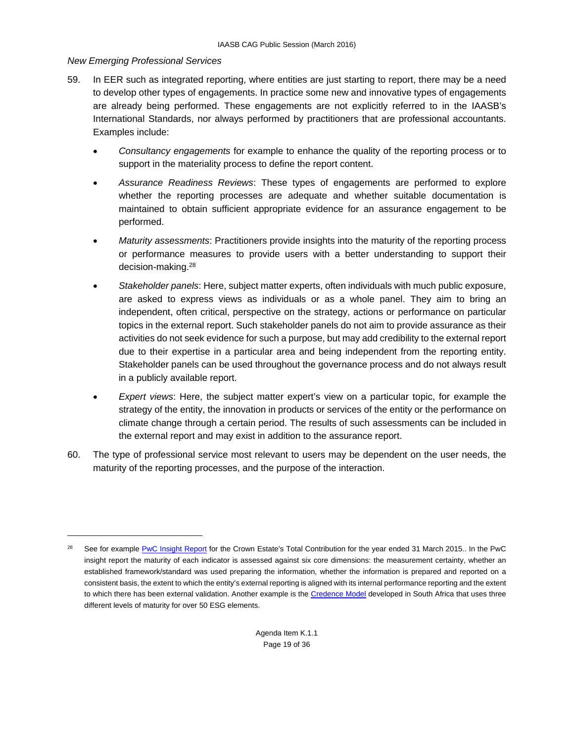*New Emerging Professional Services*

59. In EER such as integrated reporting, where entities are just starting to report, there may be a need to develop other types of engagements. In practice some new and innovative types of engagements are already being performed. These engagements are not explicitly referred to in the IAASB's International Standards, nor always performed by practitioners that are professional accountants. Examples include:

    - *Consultancy engagements* for example to enhance the quality of the reporting process or to support in the materiality process to define the report content.
    - *Assurance Readiness Reviews*: These types of engagements are performed to explore whether the reporting processes are adequate and whether suitable documentation is maintained to obtain sufficient appropriate evidence for an assurance engagement to be performed.
    - *Maturity assessments*: Practitioners provide insights into the maturity of the reporting process or performance measures to provide users with a better understanding to support their decision-making.[28]
    - *Stakeholder panels*: Here, subject matter experts, often individuals with much public exposure, are asked to express views as individuals or as a whole panel. They aim to bring an independent, often critical, perspective on the strategy, actions or performance on particular topics in the external report. Such stakeholder panels do not aim to provide assurance as their activities do not seek evidence for such a purpose, but may add credibility to the external report due to their expertise in a particular area and being independent from the reporting entity. Stakeholder panels can be used throughout the governance process and do not always result in a publicly available report.
    - *Expert views*: Here, the subject matter expert's view on a particular topic, for example the strategy of the entity, the innovation in products or services of the entity or the performance on climate change through a certain period. The results of such assessments can be included in the external report and may exist in addition to the assurance report.

60. The type of professional service most relevant to users may be dependent on the user needs, the maturity of the reporting processes, and the purpose of the interaction.

---

[28] See for example PwC Insight Report for the Crown Estate's Total Contribution for the year ended 31 March 2015.. In the PwC insight report the maturity of each indicator is assessed against six core dimensions: the measurement certainty, whether an established framework/standard was used preparing the information, whether the information is prepared and reported on a consistent basis, the extent to which the entity's external reporting is aligned with its internal performance reporting and the extent to which there has been external validation. Another example is the Credence Model developed in South Africa that uses three different levels of maturity for over 50 ESG elements.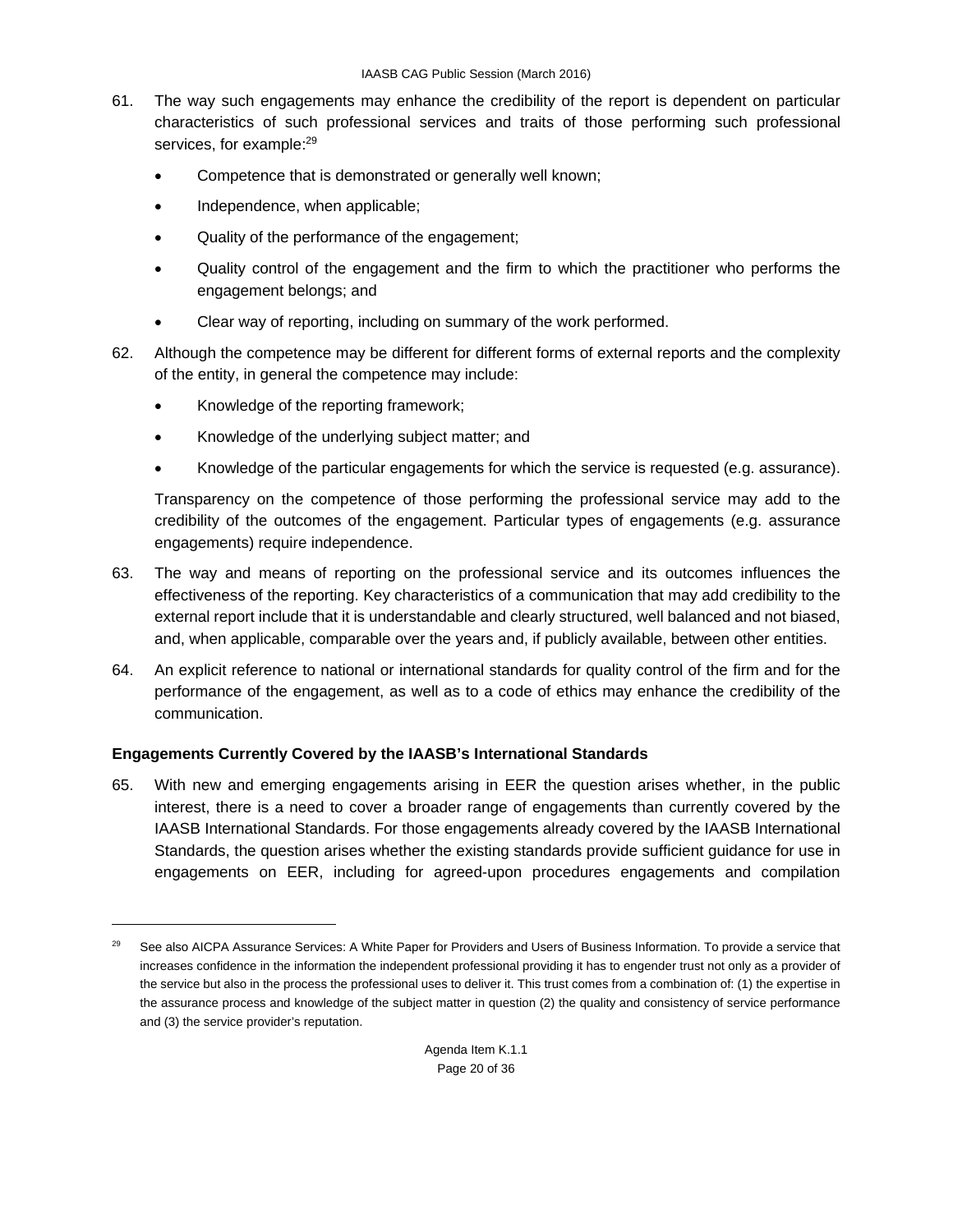61. The way such engagements may enhance the credibility of the report is dependent on particular characteristics of such professional services and traits of those performing such professional services, for example:[29]

    - Competence that is demonstrated or generally well known;
    - Independence, when applicable;
    - Quality of the performance of the engagement;
    - Quality control of the engagement and the firm to which the practitioner who performs the engagement belongs; and
    - Clear way of reporting, including on summary of the work performed.

62. Although the competence may be different for different forms of external reports and the complexity of the entity, in general the competence may include:

    - Knowledge of the reporting framework;
    - Knowledge of the underlying subject matter; and
    - Knowledge of the particular engagements for which the service is requested (e.g. assurance).

    Transparency on the competence of those performing the professional service may add to the credibility of the outcomes of the engagement. Particular types of engagements (e.g. assurance engagements) require independence.

63. The way and means of reporting on the professional service and its outcomes influences the effectiveness of the reporting. Key characteristics of a communication that may add credibility to the external report include that it is understandable and clearly structured, well balanced and not biased, and, when applicable, comparable over the years and, if publicly available, between other entities.

64. An explicit reference to national or international standards for quality control of the firm and for the performance of the engagement, as well as to a code of ethics may enhance the credibility of the communication.

**Engagements Currently Covered by the IAASB's International Standards**

65. With new and emerging engagements arising in EER the question arises whether, in the public interest, there is a need to cover a broader range of engagements than currently covered by the IAASB International Standards. For those engagements already covered by the IAASB International Standards, the question arises whether the existing standards provide sufficient guidance for use in engagements on EER, including for agreed-upon procedures engagements and compilation

---

[29] See also AICPA Assurance Services: A White Paper for Providers and Users of Business Information. To provide a service that increases confidence in the information the independent professional providing it has to engender trust not only as a provider of the service but also in the process the professional uses to deliver it. This trust comes from a combination of: (1) the expertise in the assurance process and knowledge of the subject matter in question (2) the quality and consistency of service performance and (3) the service provider's reputation.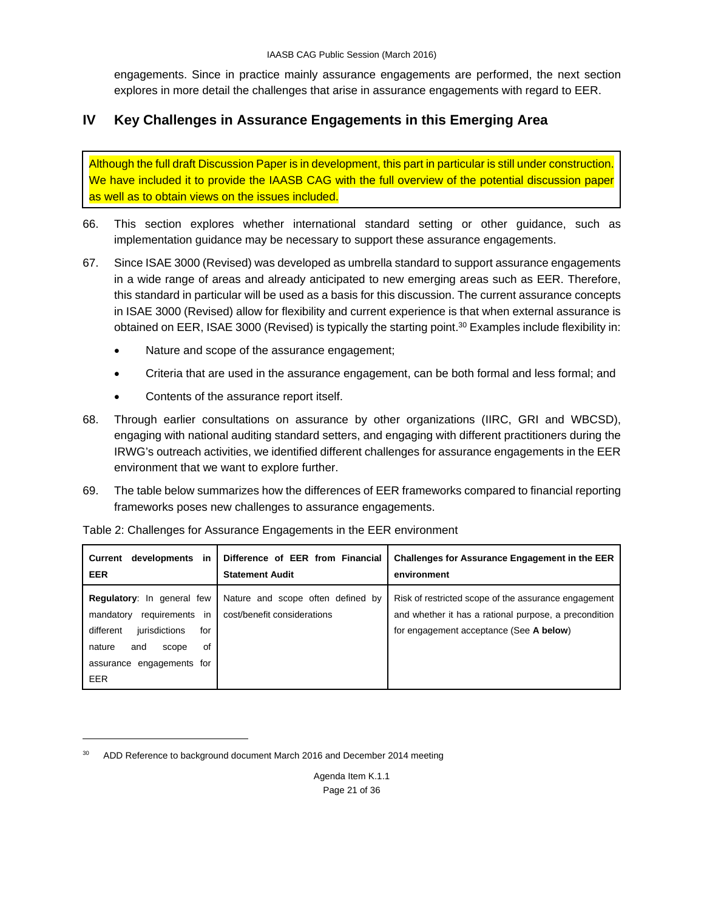engagements. Since in practice mainly assurance engagements are performed, the next section explores in more detail the challenges that arise in assurance engagements with regard to EER.

## IV Key Challenges in Assurance Engagements in this Emerging Area

Although the full draft Discussion Paper is in development, this part in particular is still under construction. We have included it to provide the IAASB CAG with the full overview of the potential discussion paper as well as to obtain views on the issues included.

66. This section explores whether international standard setting or other guidance, such as implementation guidance may be necessary to support these assurance engagements.

67. Since ISAE 3000 (Revised) was developed as umbrella standard to support assurance engagements in a wide range of areas and already anticipated to new emerging areas such as EER. Therefore, this standard in particular will be used as a basis for this discussion. The current assurance concepts in ISAE 3000 (Revised) allow for flexibility and current experience is that when external assurance is obtained on EER, ISAE 3000 (Revised) is typically the starting point.[30] Examples include flexibility in:

    - Nature and scope of the assurance engagement;
    - Criteria that are used in the assurance engagement, can be both formal and less formal; and
    - Contents of the assurance report itself.

68. Through earlier consultations on assurance by other organizations (IIRC, GRI and WBCSD), engaging with national auditing standard setters, and engaging with different practitioners during the IRWG's outreach activities, we identified different challenges for assurance engagements in the EER environment that we want to explore further.

69. The table below summarizes how the differences of EER frameworks compared to financial reporting frameworks poses new challenges to assurance engagements.

Table 2: Challenges for Assurance Engagements in the EER environment

| Current developments in EER | Difference of EER from Financial Statement Audit | Challenges for Assurance Engagement in the EER environment |
|---|---|---|
| **Regulatory**: In general few mandatory requirements in different jurisdictions for nature and scope of assurance engagements for EER | Nature and scope often defined by cost/benefit considerations | Risk of restricted scope of the assurance engagement and whether it has a rational purpose, a precondition for engagement acceptance (See **A below**) |

[30] ADD Reference to background document March 2016 and December 2014 meeting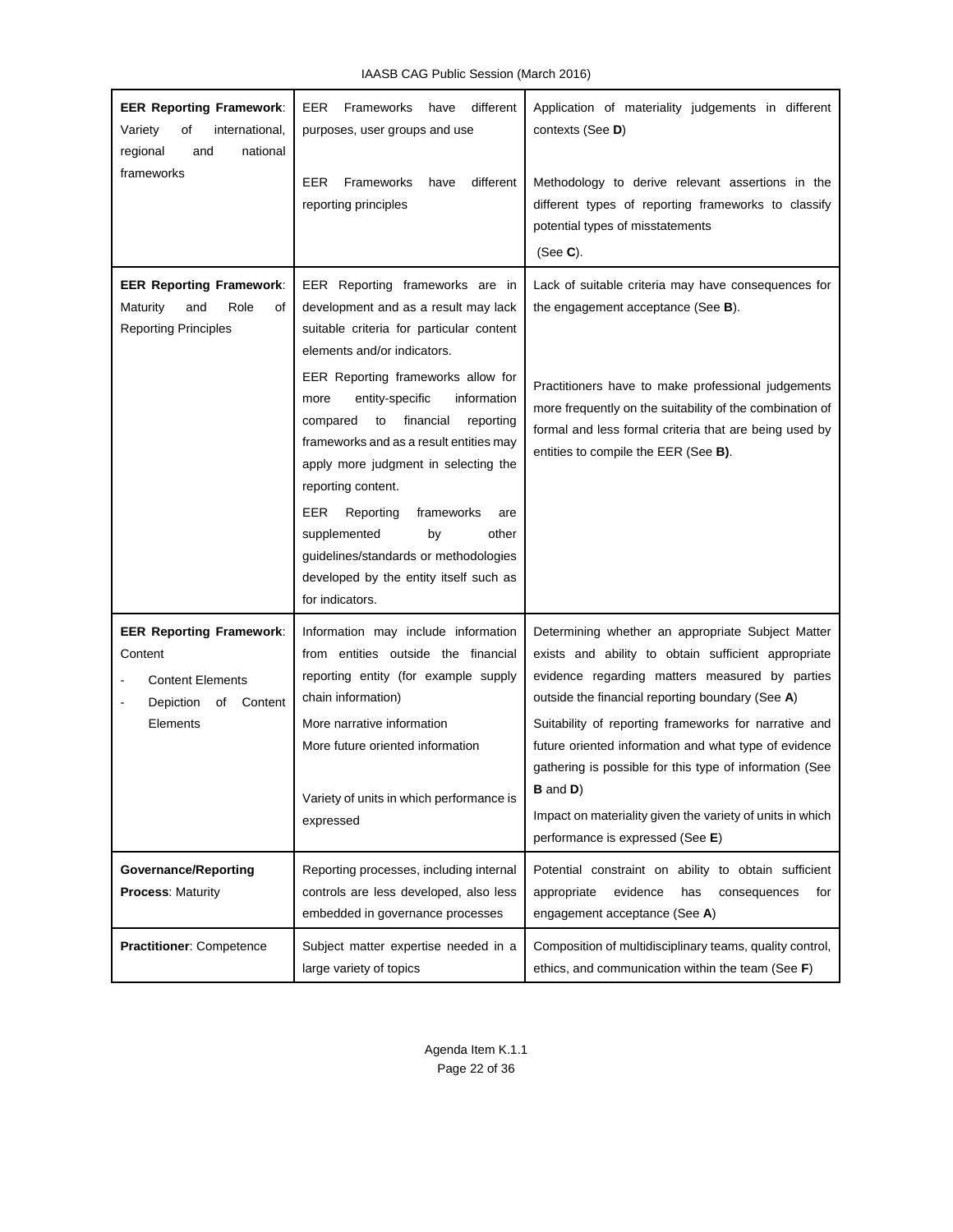| | | |
|---|---|---|
| **EER Reporting Framework**: Variety of international, regional and national frameworks | EER Frameworks have different purposes, user groups and use<br><br>EER Frameworks have different reporting principles | Application of materiality judgements in different contexts (See **D**)<br><br>Methodology to derive relevant assertions in the different types of reporting frameworks to classify potential types of misstatements (See **C**). |
| **EER Reporting Framework**: Maturity and Role of Reporting Principles | EER Reporting frameworks are in development and as a result may lack suitable criteria for particular content elements and/or indicators.<br><br>EER Reporting frameworks allow for more entity-specific information compared to financial reporting frameworks and as a result entities may apply more judgment in selecting the reporting content.<br><br>EER Reporting frameworks are supplemented by other guidelines/standards or methodologies developed by the entity itself such as for indicators. | Lack of suitable criteria may have consequences for the engagement acceptance (See **B**).<br><br>Practitioners have to make professional judgements more frequently on the suitability of the combination of formal and less formal criteria that are being used by entities to compile the EER (See **B)**. |
| **EER Reporting Framework**: Content<br>- Content Elements<br>- Depiction of Content Elements | Information may include information from entities outside the financial reporting entity (for example supply chain information)<br><br>More narrative information<br>More future oriented information<br><br>Variety of units in which performance is expressed | Determining whether an appropriate Subject Matter exists and ability to obtain sufficient appropriate evidence regarding matters measured by parties outside the financial reporting boundary (See **A**)<br><br>Suitability of reporting frameworks for narrative and future oriented information and what type of evidence gathering is possible for this type of information (See **B** and **D**)<br><br>Impact on materiality given the variety of units in which performance is expressed (See **E**) |
| **Governance/Reporting Process**: Maturity | Reporting processes, including internal controls are less developed, also less embedded in governance processes | Potential constraint on ability to obtain sufficient appropriate evidence has consequences for engagement acceptance (See **A**) |
| **Practitioner**: Competence | Subject matter expertise needed in a large variety of topics | Composition of multidisciplinary teams, quality control, ethics, and communication within the team (See **F**) |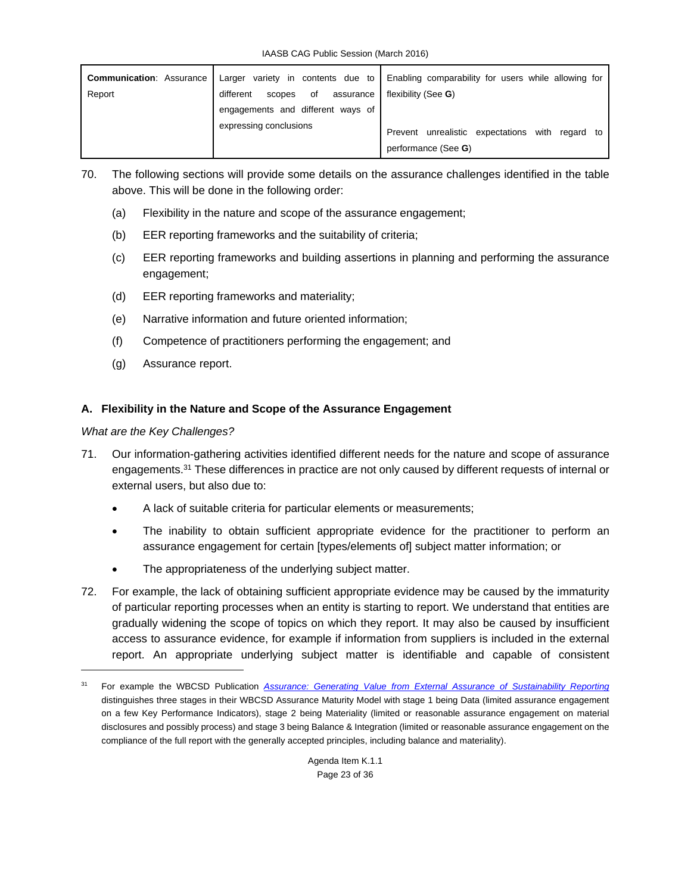| **Communication**: Assurance Report | Larger variety in contents due to different scopes of assurance engagements and different ways of expressing conclusions | Enabling comparability for users while allowing for flexibility (See **G**)<br><br>Prevent unrealistic expectations with regard to performance (See **G**) |
|---|---|---|

70. The following sections will provide some details on the assurance challenges identified in the table above. This will be done in the following order:

    (a) Flexibility in the nature and scope of the assurance engagement;

    (b) EER reporting frameworks and the suitability of criteria;

    (c) EER reporting frameworks and building assertions in planning and performing the assurance engagement;

    (d) EER reporting frameworks and materiality;

    (e) Narrative information and future oriented information;

    (f) Competence of practitioners performing the engagement; and

    (g) Assurance report.

### A. Flexibility in the Nature and Scope of the Assurance Engagement

*What are the Key Challenges?*

71. Our information-gathering activities identified different needs for the nature and scope of assurance engagements.[31] These differences in practice are not only caused by different requests of internal or external users, but also due to:

    - A lack of suitable criteria for particular elements or measurements;
    - The inability to obtain sufficient appropriate evidence for the practitioner to perform an assurance engagement for certain [types/elements of] subject matter information; or
    - The appropriateness of the underlying subject matter.

72. For example, the lack of obtaining sufficient appropriate evidence may be caused by the immaturity of particular reporting processes when an entity is starting to report. We understand that entities are gradually widening the scope of topics on which they report. It may also be caused by insufficient access to assurance evidence, for example if information from suppliers is included in the external report. An appropriate underlying subject matter is identifiable and capable of consistent

---

[31] For example the WBCSD Publication *Assurance: Generating Value from External Assurance of Sustainability Reporting* distinguishes three stages in their WBCSD Assurance Maturity Model with stage 1 being Data (limited assurance engagement on a few Key Performance Indicators), stage 2 being Materiality (limited or reasonable assurance engagement on material disclosures and possibly process) and stage 3 being Balance & Integration (limited or reasonable assurance engagement on the compliance of the full report with the generally accepted principles, including balance and materiality).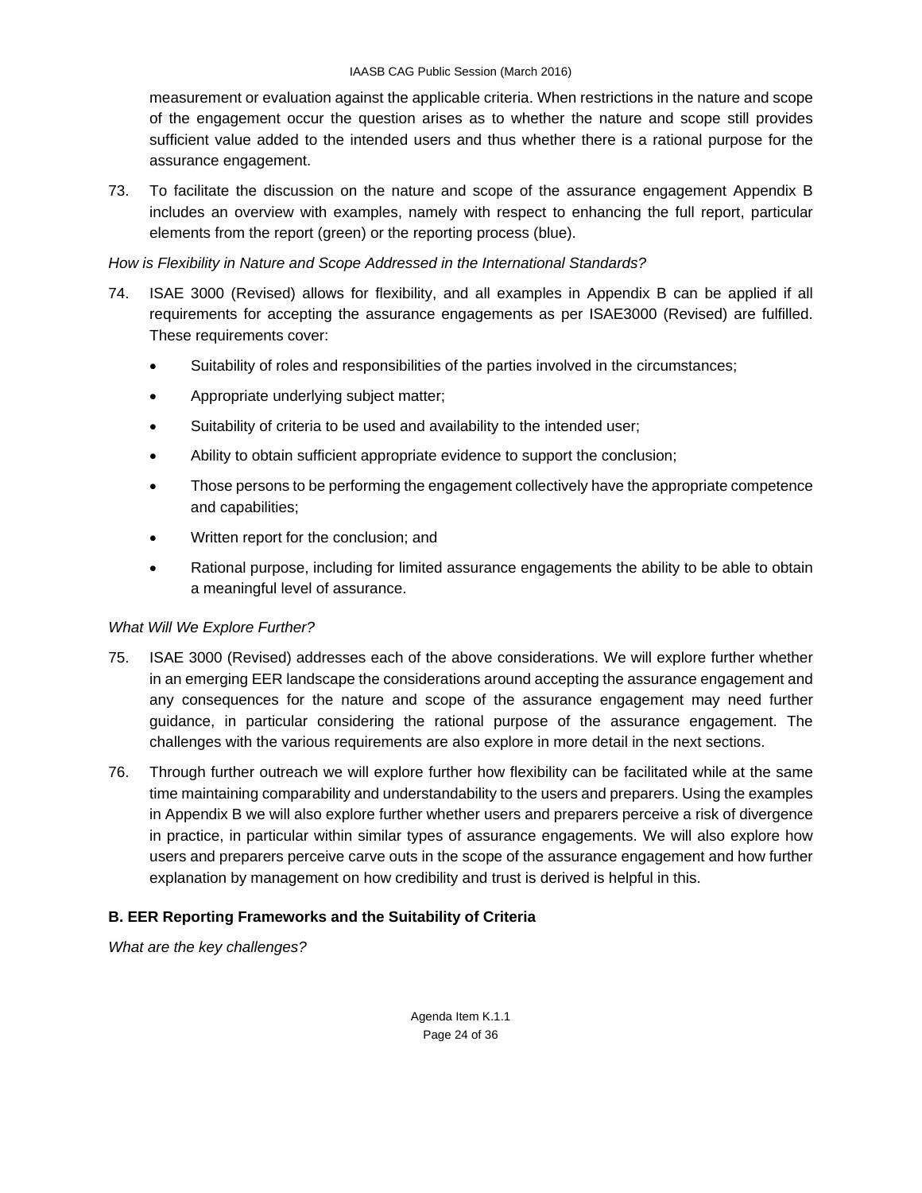measurement or evaluation against the applicable criteria. When restrictions in the nature and scope of the engagement occur the question arises as to whether the nature and scope still provides sufficient value added to the intended users and thus whether there is a rational purpose for the assurance engagement.

73. To facilitate the discussion on the nature and scope of the assurance engagement Appendix B includes an overview with examples, namely with respect to enhancing the full report, particular elements from the report (green) or the reporting process (blue).

*How is Flexibility in Nature and Scope Addressed in the International Standards?*

74. ISAE 3000 (Revised) allows for flexibility, and all examples in Appendix B can be applied if all requirements for accepting the assurance engagements as per ISAE3000 (Revised) are fulfilled. These requirements cover:

    - Suitability of roles and responsibilities of the parties involved in the circumstances;
    - Appropriate underlying subject matter;
    - Suitability of criteria to be used and availability to the intended user;
    - Ability to obtain sufficient appropriate evidence to support the conclusion;
    - Those persons to be performing the engagement collectively have the appropriate competence and capabilities;
    - Written report for the conclusion; and
    - Rational purpose, including for limited assurance engagements the ability to be able to obtain a meaningful level of assurance.

*What Will We Explore Further?*

75. ISAE 3000 (Revised) addresses each of the above considerations. We will explore further whether in an emerging EER landscape the considerations around accepting the assurance engagement and any consequences for the nature and scope of the assurance engagement may need further guidance, in particular considering the rational purpose of the assurance engagement. The challenges with the various requirements are also explore in more detail in the next sections.

76. Through further outreach we will explore further how flexibility can be facilitated while at the same time maintaining comparability and understandability to the users and preparers. Using the examples in Appendix B we will also explore further whether users and preparers perceive a risk of divergence in practice, in particular within similar types of assurance engagements. We will also explore how users and preparers perceive carve outs in the scope of the assurance engagement and how further explanation by management on how credibility and trust is derived is helpful in this.

**B. EER Reporting Frameworks and the Suitability of Criteria**

*What are the key challenges?*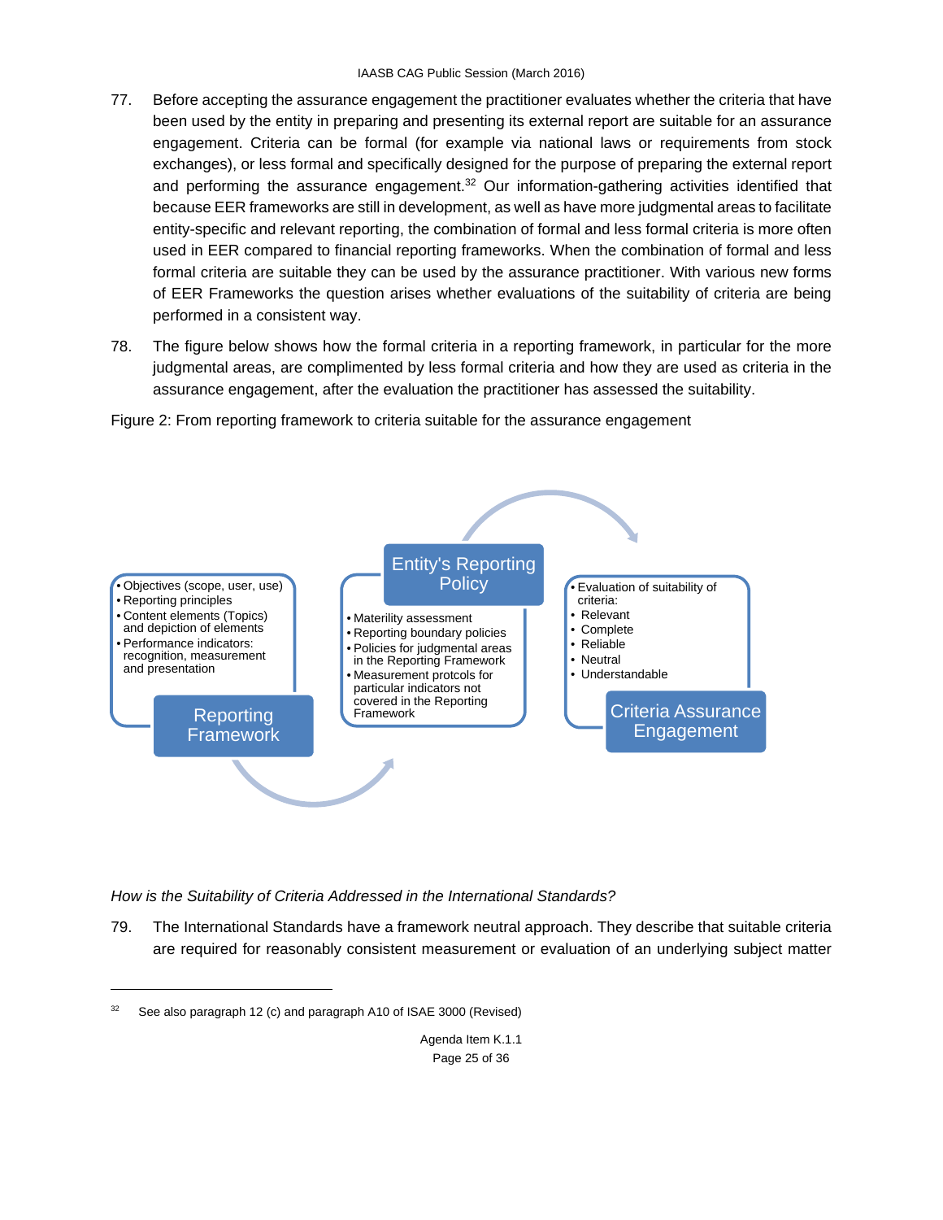77. Before accepting the assurance engagement the practitioner evaluates whether the criteria that have been used by the entity in preparing and presenting its external report are suitable for an assurance engagement. Criteria can be formal (for example via national laws or requirements from stock exchanges), or less formal and specifically designed for the purpose of preparing the external report and performing the assurance engagement.[32] Our information-gathering activities identified that because EER frameworks are still in development, as well as have more judgmental areas to facilitate entity-specific and relevant reporting, the combination of formal and less formal criteria is more often used in EER compared to financial reporting frameworks. When the combination of formal and less formal criteria are suitable they can be used by the assurance practitioner. With various new forms of EER Frameworks the question arises whether evaluations of the suitability of criteria are being performed in a consistent way.

78. The figure below shows how the formal criteria in a reporting framework, in particular for the more judgmental areas, are complimented by less formal criteria and how they are used as criteria in the assurance engagement, after the evaluation the practitioner has assessed the suitability.

Figure 2: From reporting framework to criteria suitable for the assurance engagement

Reporting Framework
- Objectives (scope, user, use)
- Reporting principles
- Content elements (Topics) and depiction of elements
- Performance indicators: recognition, measurement and presentation

Entity's Reporting Policy
- Materility assessment
- Reporting boundary policies
- Policies for judgmental areas in the Reporting Framework
- Measurement protcols for particular indicators not covered in the Reporting Framework

Criteria Assurance Engagement
- Evaluation of suitability of criteria:
- Relevant
- Complete
- Reliable
- Neutral
- Understandable

*How is the Suitability of Criteria Addressed in the International Standards?*

79. The International Standards have a framework neutral approach. They describe that suitable criteria are required for reasonably consistent measurement or evaluation of an underlying subject matter

[32] See also paragraph 12 (c) and paragraph A10 of ISAE 3000 (Revised)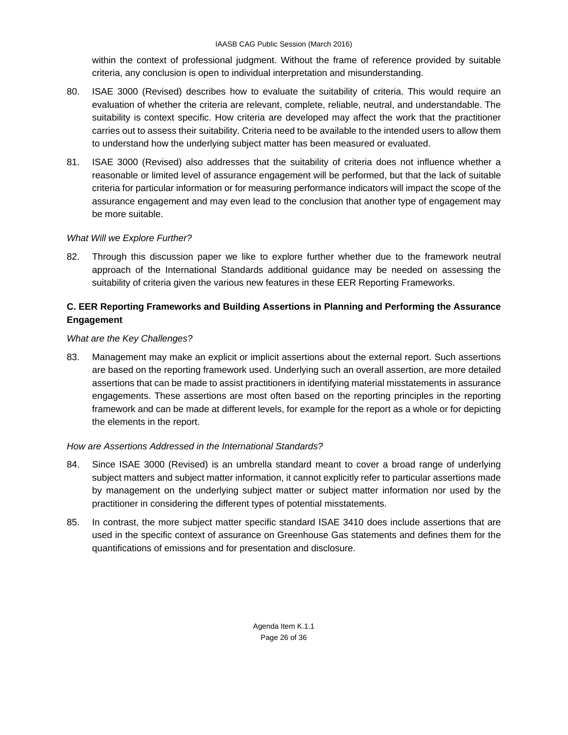within the context of professional judgment. Without the frame of reference provided by suitable criteria, any conclusion is open to individual interpretation and misunderstanding.

80. ISAE 3000 (Revised) describes how to evaluate the suitability of criteria. This would require an evaluation of whether the criteria are relevant, complete, reliable, neutral, and understandable. The suitability is context specific. How criteria are developed may affect the work that the practitioner carries out to assess their suitability. Criteria need to be available to the intended users to allow them to understand how the underlying subject matter has been measured or evaluated.

81. ISAE 3000 (Revised) also addresses that the suitability of criteria does not influence whether a reasonable or limited level of assurance engagement will be performed, but that the lack of suitable criteria for particular information or for measuring performance indicators will impact the scope of the assurance engagement and may even lead to the conclusion that another type of engagement may be more suitable.

*What Will we Explore Further?*

82. Through this discussion paper we like to explore further whether due to the framework neutral approach of the International Standards additional guidance may be needed on assessing the suitability of criteria given the various new features in these EER Reporting Frameworks.

**C. EER Reporting Frameworks and Building Assertions in Planning and Performing the Assurance Engagement**

*What are the Key Challenges?*

83. Management may make an explicit or implicit assertions about the external report. Such assertions are based on the reporting framework used. Underlying such an overall assertion, are more detailed assertions that can be made to assist practitioners in identifying material misstatements in assurance engagements. These assertions are most often based on the reporting principles in the reporting framework and can be made at different levels, for example for the report as a whole or for depicting the elements in the report.

*How are Assertions Addressed in the International Standards?*

84. Since ISAE 3000 (Revised) is an umbrella standard meant to cover a broad range of underlying subject matters and subject matter information, it cannot explicitly refer to particular assertions made by management on the underlying subject matter or subject matter information nor used by the practitioner in considering the different types of potential misstatements.

85. In contrast, the more subject matter specific standard ISAE 3410 does include assertions that are used in the specific context of assurance on Greenhouse Gas statements and defines them for the quantifications of emissions and for presentation and disclosure.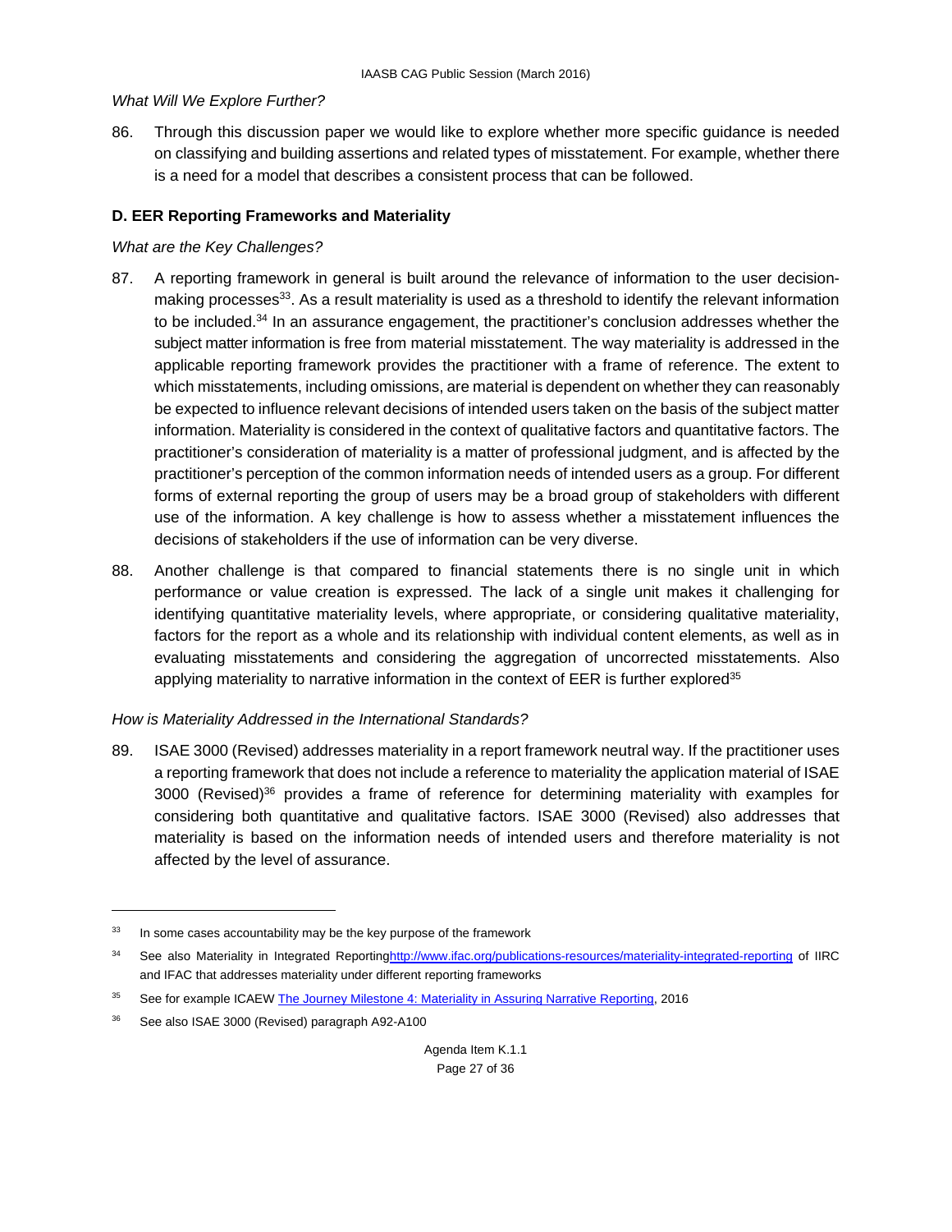*What Will We Explore Further?*

86. Through this discussion paper we would like to explore whether more specific guidance is needed on classifying and building assertions and related types of misstatement. For example, whether there is a need for a model that describes a consistent process that can be followed.

**D. EER Reporting Frameworks and Materiality**

*What are the Key Challenges?*

87. A reporting framework in general is built around the relevance of information to the user decision-making processes[33]. As a result materiality is used as a threshold to identify the relevant information to be included.[34] In an assurance engagement, the practitioner's conclusion addresses whether the subject matter information is free from material misstatement. The way materiality is addressed in the applicable reporting framework provides the practitioner with a frame of reference. The extent to which misstatements, including omissions, are material is dependent on whether they can reasonably be expected to influence relevant decisions of intended users taken on the basis of the subject matter information. Materiality is considered in the context of qualitative factors and quantitative factors. The practitioner's consideration of materiality is a matter of professional judgment, and is affected by the practitioner's perception of the common information needs of intended users as a group. For different forms of external reporting the group of users may be a broad group of stakeholders with different use of the information. A key challenge is how to assess whether a misstatement influences the decisions of stakeholders if the use of information can be very diverse.

88. Another challenge is that compared to financial statements there is no single unit in which performance or value creation is expressed. The lack of a single unit makes it challenging for identifying quantitative materiality levels, where appropriate, or considering qualitative materiality, factors for the report as a whole and its relationship with individual content elements, as well as in evaluating misstatements and considering the aggregation of uncorrected misstatements. Also applying materiality to narrative information in the context of EER is further explored[35]

*How is Materiality Addressed in the International Standards?*

89. ISAE 3000 (Revised) addresses materiality in a report framework neutral way. If the practitioner uses a reporting framework that does not include a reference to materiality the application material of ISAE 3000 (Revised)[36] provides a frame of reference for determining materiality with examples for considering both quantitative and qualitative factors. ISAE 3000 (Revised) also addresses that materiality is based on the information needs of intended users and therefore materiality is not affected by the level of assurance.

---

[33] In some cases accountability may be the key purpose of the framework

[34] See also Materiality in Integrated Reportinghttp://www.ifac.org/publications-resources/materiality-integrated-reporting of IIRC and IFAC that addresses materiality under different reporting frameworks

[35] See for example ICAEW The Journey Milestone 4: Materiality in Assuring Narrative Reporting, 2016

[36] See also ISAE 3000 (Revised) paragraph A92-A100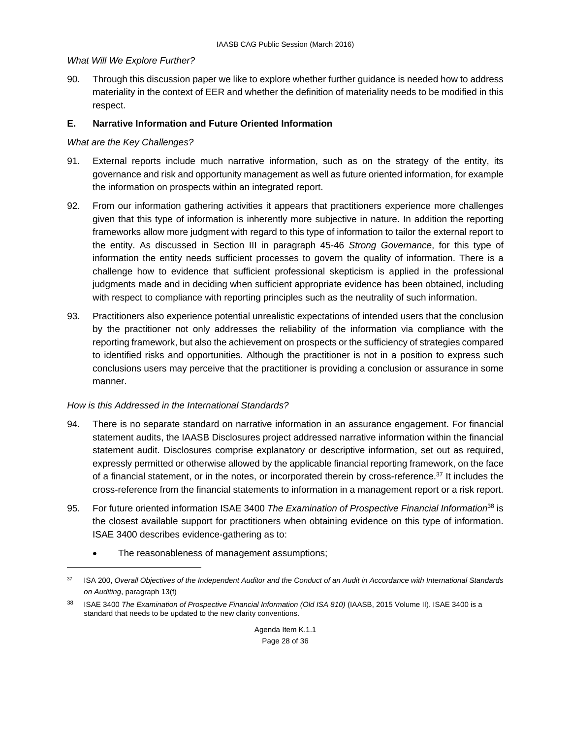*What Will We Explore Further?*

90. Through this discussion paper we like to explore whether further guidance is needed how to address materiality in the context of EER and whether the definition of materiality needs to be modified in this respect.

**E. Narrative Information and Future Oriented Information**

*What are the Key Challenges?*

91. External reports include much narrative information, such as on the strategy of the entity, its governance and risk and opportunity management as well as future oriented information, for example the information on prospects within an integrated report.

92. From our information gathering activities it appears that practitioners experience more challenges given that this type of information is inherently more subjective in nature. In addition the reporting frameworks allow more judgment with regard to this type of information to tailor the external report to the entity. As discussed in Section III in paragraph 45-46 *Strong Governance*, for this type of information the entity needs sufficient processes to govern the quality of information. There is a challenge how to evidence that sufficient professional skepticism is applied in the professional judgments made and in deciding when sufficient appropriate evidence has been obtained, including with respect to compliance with reporting principles such as the neutrality of such information.

93. Practitioners also experience potential unrealistic expectations of intended users that the conclusion by the practitioner not only addresses the reliability of the information via compliance with the reporting framework, but also the achievement on prospects or the sufficiency of strategies compared to identified risks and opportunities. Although the practitioner is not in a position to express such conclusions users may perceive that the practitioner is providing a conclusion or assurance in some manner.

*How is this Addressed in the International Standards?*

94. There is no separate standard on narrative information in an assurance engagement. For financial statement audits, the IASB Disclosures project addressed narrative information within the financial statement audit. Disclosures comprise explanatory or descriptive information, set out as required, expressly permitted or otherwise allowed by the applicable financial reporting framework, on the face of a financial statement, or in the notes, or incorporated therein by cross-reference.[37] It includes the cross-reference from the financial statements to information in a management report or a risk report.

95. For future oriented information ISAE 3400 *The Examination of Prospective Financial Information*[38] is the closest available support for practitioners when obtaining evidence on this type of information. ISAE 3400 describes evidence-gathering as to:

- The reasonableness of management assumptions;

[37] ISA 200, *Overall Objectives of the Independent Auditor and the Conduct of an Audit in Accordance with International Standards on Auditing*, paragraph 13(f)

[38] ISAE 3400 *The Examination of Prospective Financial Information (Old ISA 810)* (IAASB, 2015 Volume II). ISAE 3400 is a standard that needs to be updated to the new clarity conventions.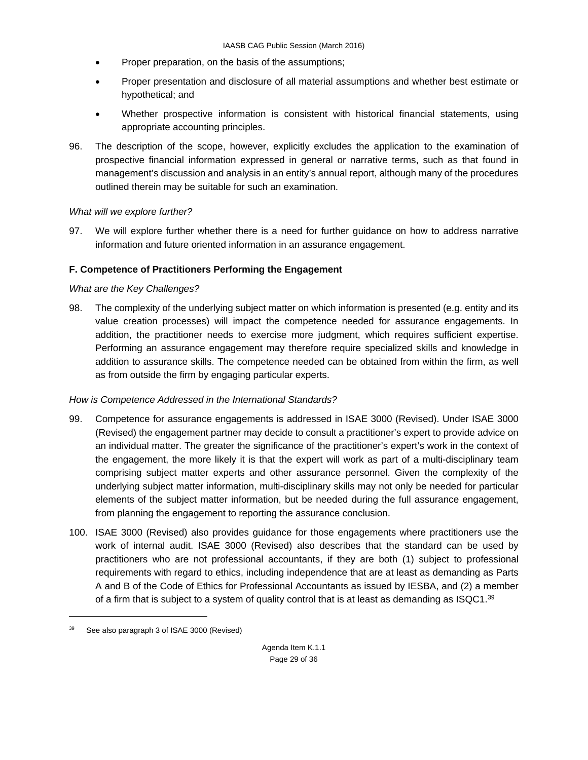- Proper preparation, on the basis of the assumptions;
- Proper presentation and disclosure of all material assumptions and whether best estimate or hypothetical; and
- Whether prospective information is consistent with historical financial statements, using appropriate accounting principles.

96. The description of the scope, however, explicitly excludes the application to the examination of prospective financial information expressed in general or narrative terms, such as that found in management's discussion and analysis in an entity's annual report, although many of the procedures outlined therein may be suitable for such an examination.

*What will we explore further?*

97. We will explore further whether there is a need for further guidance on how to address narrative information and future oriented information in an assurance engagement.

**F. Competence of Practitioners Performing the Engagement**

*What are the Key Challenges?*

98. The complexity of the underlying subject matter on which information is presented (e.g. entity and its value creation processes) will impact the competence needed for assurance engagements. In addition, the practitioner needs to exercise more judgment, which requires sufficient expertise. Performing an assurance engagement may therefore require specialized skills and knowledge in addition to assurance skills. The competence needed can be obtained from within the firm, as well as from outside the firm by engaging particular experts.

*How is Competence Addressed in the International Standards?*

99. Competence for assurance engagements is addressed in ISAE 3000 (Revised). Under ISAE 3000 (Revised) the engagement partner may decide to consult a practitioner's expert to provide advice on an individual matter. The greater the significance of the practitioner's expert's work in the context of the engagement, the more likely it is that the expert will work as part of a multi-disciplinary team comprising subject matter experts and other assurance personnel. Given the complexity of the underlying subject matter information, multi-disciplinary skills may not only be needed for particular elements of the subject matter information, but be needed during the full assurance engagement, from planning the engagement to reporting the assurance conclusion.

100. ISAE 3000 (Revised) also provides guidance for those engagements where practitioners use the work of internal audit. ISAE 3000 (Revised) also describes that the standard can be used by practitioners who are not professional accountants, if they are both (1) subject to professional requirements with regard to ethics, including independence that are at least as demanding as Parts A and B of the Code of Ethics for Professional Accountants as issued by IESBA, and (2) a member of a firm that is subject to a system of quality control that is at least as demanding as ISQC1.[39]

[39] See also paragraph 3 of ISAE 3000 (Revised)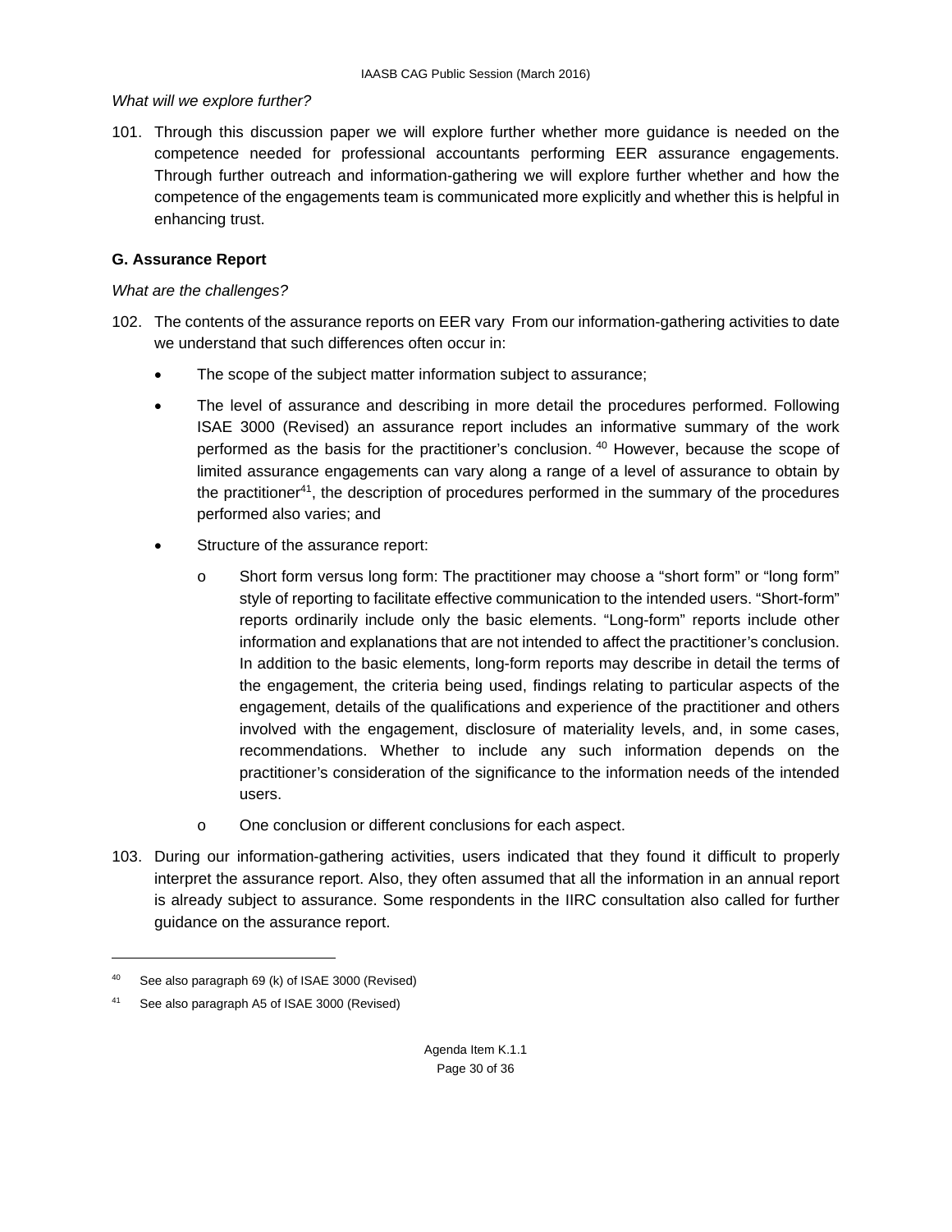*What will we explore further?*

101. Through this discussion paper we will explore further whether more guidance is needed on the competence needed for professional accountants performing EER assurance engagements. Through further outreach and information-gathering we will explore further whether and how the competence of the engagements team is communicated more explicitly and whether this is helpful in enhancing trust.

### G. Assurance Report

*What are the challenges?*

102. The contents of the assurance reports on EER vary From our information-gathering activities to date we understand that such differences often occur in:

    - The scope of the subject matter information subject to assurance;
    - The level of assurance and describing in more detail the procedures performed. Following ISAE 3000 (Revised) an assurance report includes an informative summary of the work performed as the basis for the practitioner's conclusion. [40] However, because the scope of limited assurance engagements can vary along a range of a level of assurance to obtain by the practitioner[41], the description of procedures performed in the summary of the procedures performed also varies; and
    - Structure of the assurance report:
        - Short form versus long form: The practitioner may choose a "short form" or "long form" style of reporting to facilitate effective communication to the intended users. "Short-form" reports ordinarily include only the basic elements. "Long-form" reports include other information and explanations that are not intended to affect the practitioner's conclusion. In addition to the basic elements, long-form reports may describe in detail the terms of the engagement, the criteria being used, findings relating to particular aspects of the engagement, details of the qualifications and experience of the practitioner and others involved with the engagement, disclosure of materiality levels, and, in some cases, recommendations. Whether to include any such information depends on the practitioner's consideration of the significance to the information needs of the intended users.
        - One conclusion or different conclusions for each aspect.

103. During our information-gathering activities, users indicated that they found it difficult to properly interpret the assurance report. Also, they often assumed that all the information in an annual report is already subject to assurance. Some respondents in the IIRC consultation also called for further guidance on the assurance report.

---

[40] See also paragraph 69 (k) of ISAE 3000 (Revised)

[41] See also paragraph A5 of ISAE 3000 (Revised)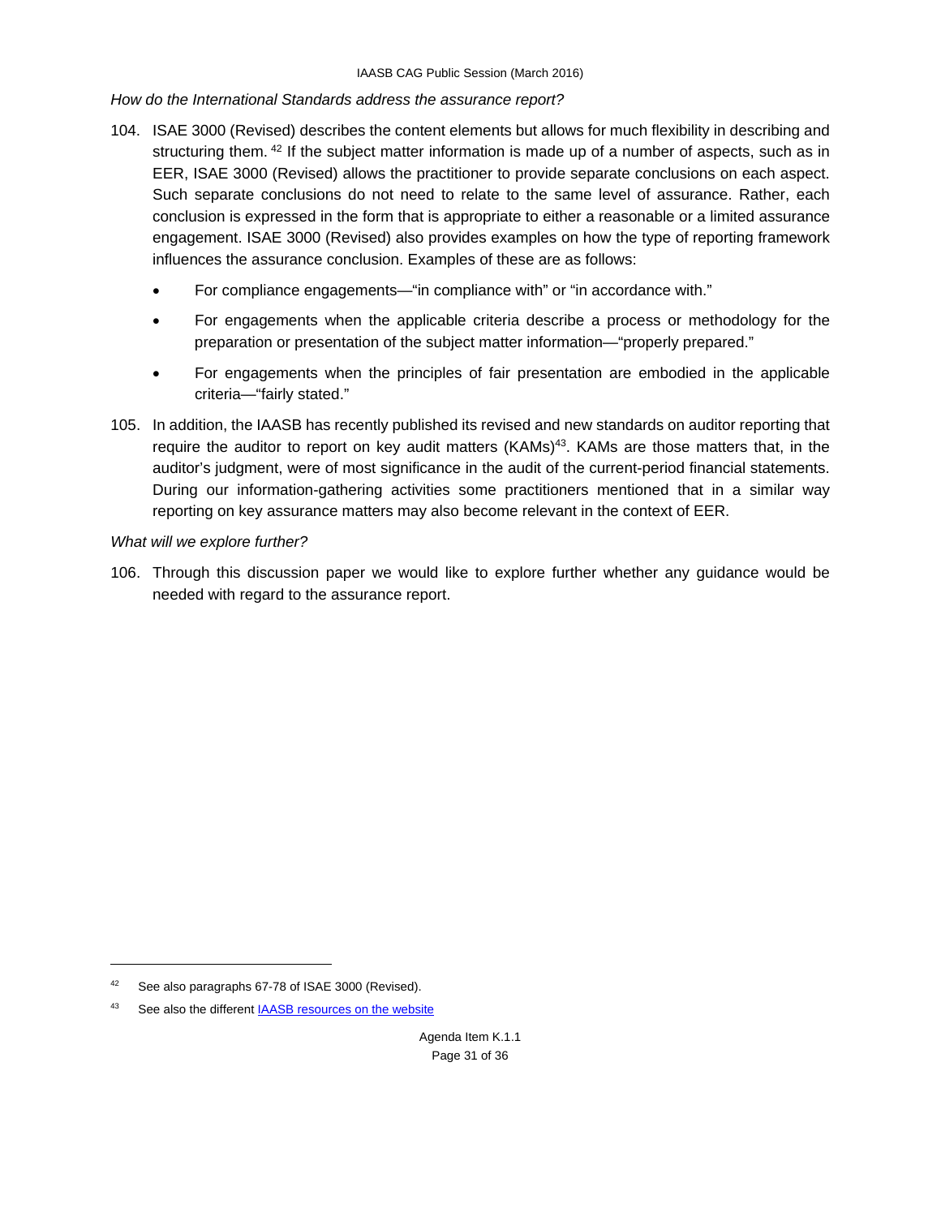*How do the International Standards address the assurance report?*

104. ISAE 3000 (Revised) describes the content elements but allows for much flexibility in describing and structuring them. [42] If the subject matter information is made up of a number of aspects, such as in EER, ISAE 3000 (Revised) allows the practitioner to provide separate conclusions on each aspect. Such separate conclusions do not need to relate to the same level of assurance. Rather, each conclusion is expressed in the form that is appropriate to either a reasonable or a limited assurance engagement. ISAE 3000 (Revised) also provides examples on how the type of reporting framework influences the assurance conclusion. Examples of these are as follows:

    - For compliance engagements—"in compliance with" or "in accordance with."
    - For engagements when the applicable criteria describe a process or methodology for the preparation or presentation of the subject matter information—"properly prepared."
    - For engagements when the principles of fair presentation are embodied in the applicable criteria—"fairly stated."

105. In addition, the IAASB has recently published its revised and new standards on auditor reporting that require the auditor to report on key audit matters (KAMs)[43]. KAMs are those matters that, in the auditor's judgment, were of most significance in the audit of the current-period financial statements. During our information-gathering activities some practitioners mentioned that in a similar way reporting on key assurance matters may also become relevant in the context of EER.

*What will we explore further?*

106. Through this discussion paper we would like to explore further whether any guidance would be needed with regard to the assurance report.

---

[42] See also paragraphs 67-78 of ISAE 3000 (Revised).

[43] See also the different IAASB resources on the website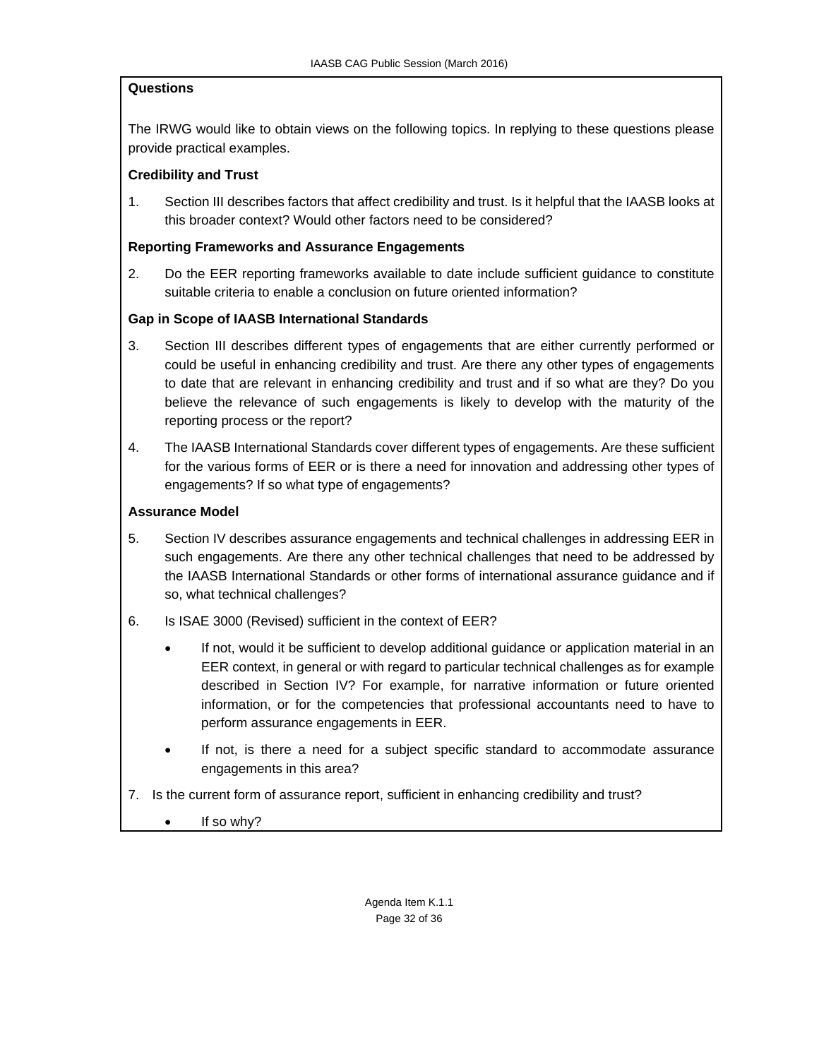**Questions**

The IRWG would like to obtain views on the following topics. In replying to these questions please provide practical examples.

**Credibility and Trust**

1. Section III describes factors that affect credibility and trust. Is it helpful that the IAASB looks at this broader context? Would other factors need to be considered?

**Reporting Frameworks and Assurance Engagements**

2. Do the EER reporting frameworks available to date include sufficient guidance to constitute suitable criteria to enable a conclusion on future oriented information?

**Gap in Scope of IAASB International Standards**

3. Section III describes different types of engagements that are either currently performed or could be useful in enhancing credibility and trust. Are there any other types of engagements to date that are relevant in enhancing credibility and trust and if so what are they? Do you believe the relevance of such engagements is likely to develop with the maturity of the reporting process or the report?

4. The IAASB International Standards cover different types of engagements. Are these sufficient for the various forms of EER or is there a need for innovation and addressing other types of engagements? If so what type of engagements?

**Assurance Model**

5. Section IV describes assurance engagements and technical challenges in addressing EER in such engagements. Are there any other technical challenges that need to be addressed by the IAASB International Standards or other forms of international assurance guidance and if so, what technical challenges?

6. Is ISAE 3000 (Revised) sufficient in the context of EER?

   - If not, would it be sufficient to develop additional guidance or application material in an EER context, in general or with regard to particular technical challenges as for example described in Section IV? For example, for narrative information or future oriented information, or for the competencies that professional accountants need to have to perform assurance engagements in EER.

   - If not, is there a need for a subject specific standard to accommodate assurance engagements in this area?

7. Is the current form of assurance report, sufficient in enhancing credibility and trust?

   - If so why?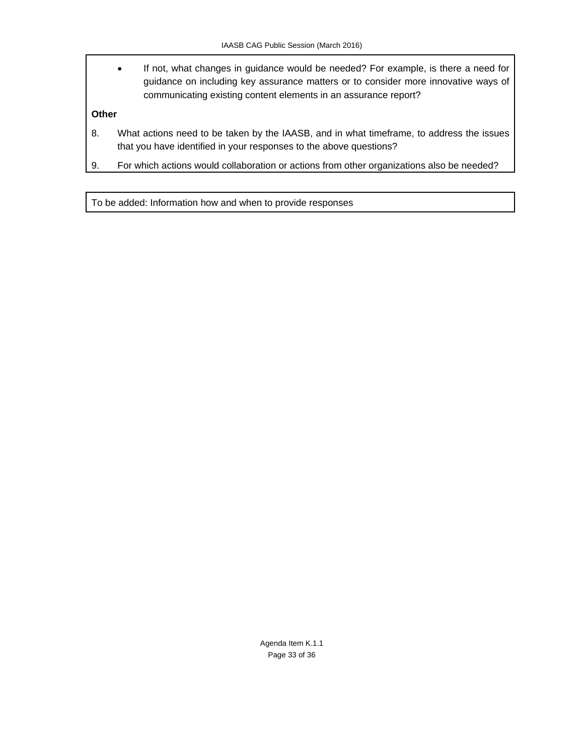- If not, what changes in guidance would be needed? For example, is there a need for guidance on including key assurance matters or to consider more innovative ways of communicating existing content elements in an assurance report?

**Other**

8. What actions need to be taken by the IAASB, and in what timeframe, to address the issues that you have identified in your responses to the above questions?
9. For which actions would collaboration or actions from other organizations also be needed?

To be added: Information how and when to provide responses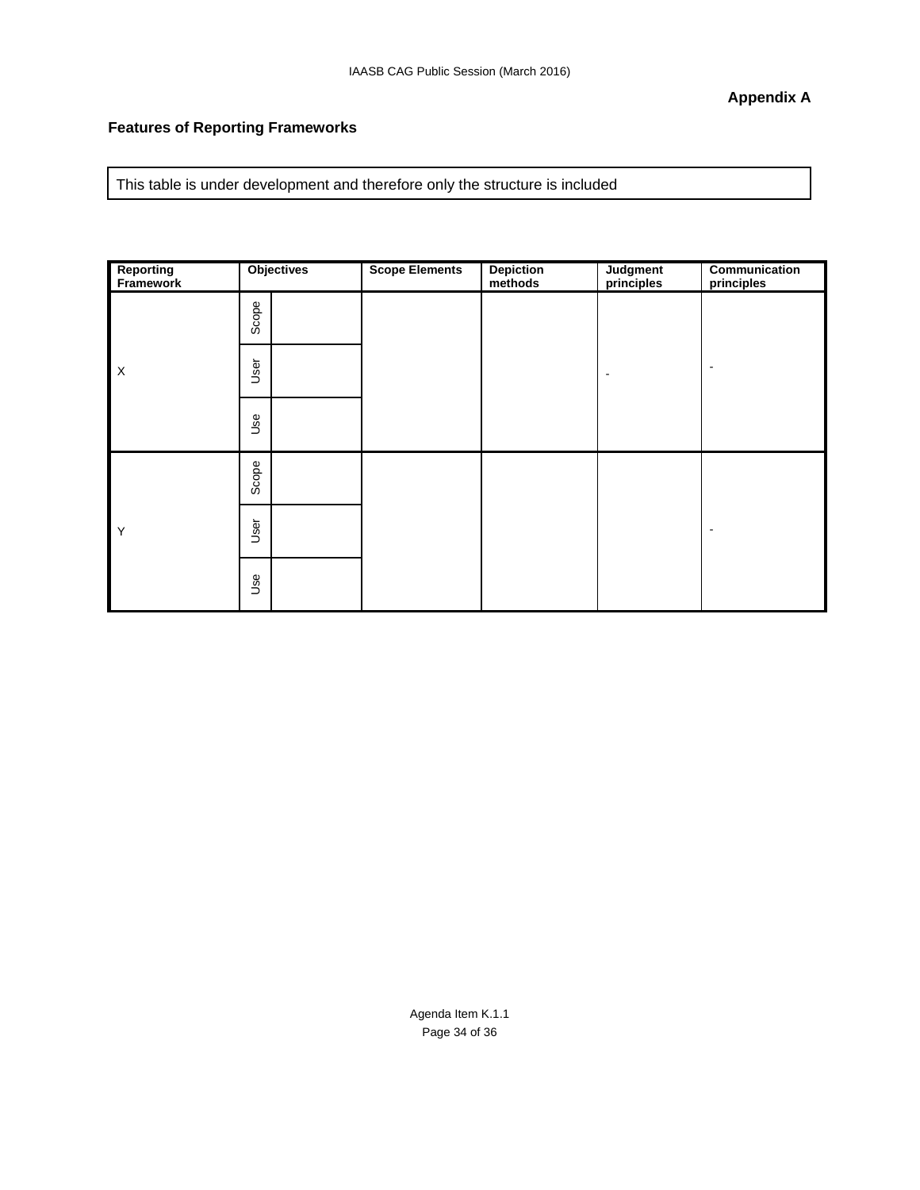**Appendix A**

**Features of Reporting Frameworks**

This table is under development and therefore only the structure is included

| Reporting Framework | Objectives | | Scope Elements | Depiction methods | Judgment principles | Communication principles |
|---|---|---|---|---|---|---|
| X | Scope | | | | - | - |
| | User | | | | | |
| | Use | | | | | |
| Y | Scope | | | | | - |
| | User | | | | | |
| | Use | | | | | |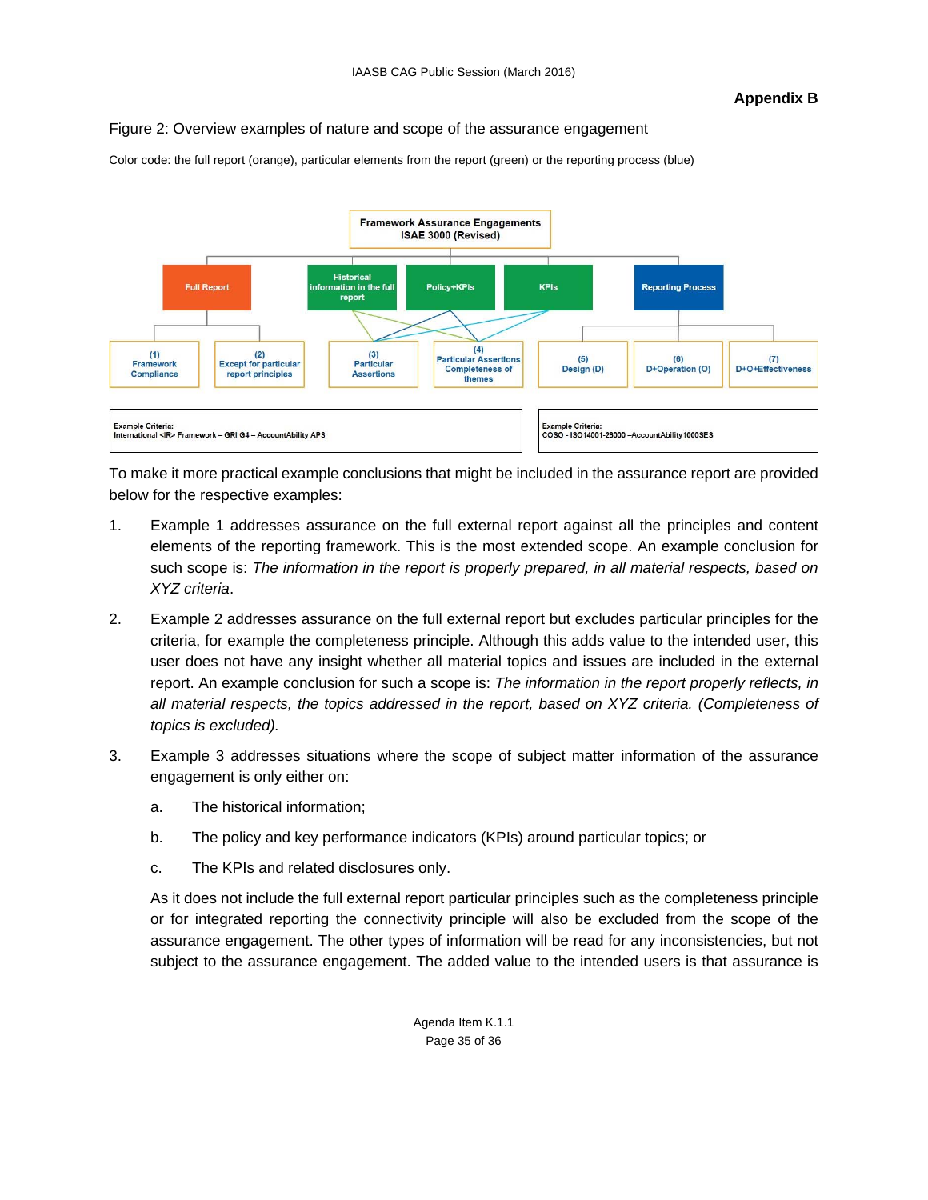**Appendix B**

Figure 2: Overview examples of nature and scope of the assurance engagement

Color code: the full report (orange), particular elements from the report (green) or the reporting process (blue)

Framework Assurance Engagements
ISAE 3000 (Revised)

Full Report

Historical information in the full report

Policy+KPIs

KPIs

Reporting Process

(1) Framework Compliance

(2) Except for particular report principles

(3) Particular Assertions

(4) Particular Assertions Completeness of themes

(5) Design (D)

(6) D+Operation (O)

(7) D+O+Effectiveness

Example Criteria:
International <IR> Framework – GRI G4 – AccountAbility APS

Example Criteria:
COSO - ISO14001-26000 –AccountAbility1000SES

To make it more practical example conclusions that might be included in the assurance report are provided below for the respective examples:

1. Example 1 addresses assurance on the full external report against all the principles and content elements of the reporting framework. This is the most extended scope. An example conclusion for such scope is: *The information in the report is properly prepared, in all material respects, based on XYZ criteria*.

2. Example 2 addresses assurance on the full external report but excludes particular principles for the criteria, for example the completeness principle. Although this adds value to the intended user, this user does not have any insight whether all material topics and issues are included in the external report. An example conclusion for such a scope is: *The information in the report properly reflects, in all material respects, the topics addressed in the report, based on XYZ criteria. (Completeness of topics is excluded).*

3. Example 3 addresses situations where the scope of subject matter information of the assurance engagement is only either on:

   a. The historical information;

   b. The policy and key performance indicators (KPIs) around particular topics; or

   c. The KPIs and related disclosures only.

   As it does not include the full external report particular principles such as the completeness principle or for integrated reporting the connectivity principle will also be excluded from the scope of the assurance engagement. The other types of information will be read for any inconsistencies, but not subject to the assurance engagement. The added value to the intended users is that assurance is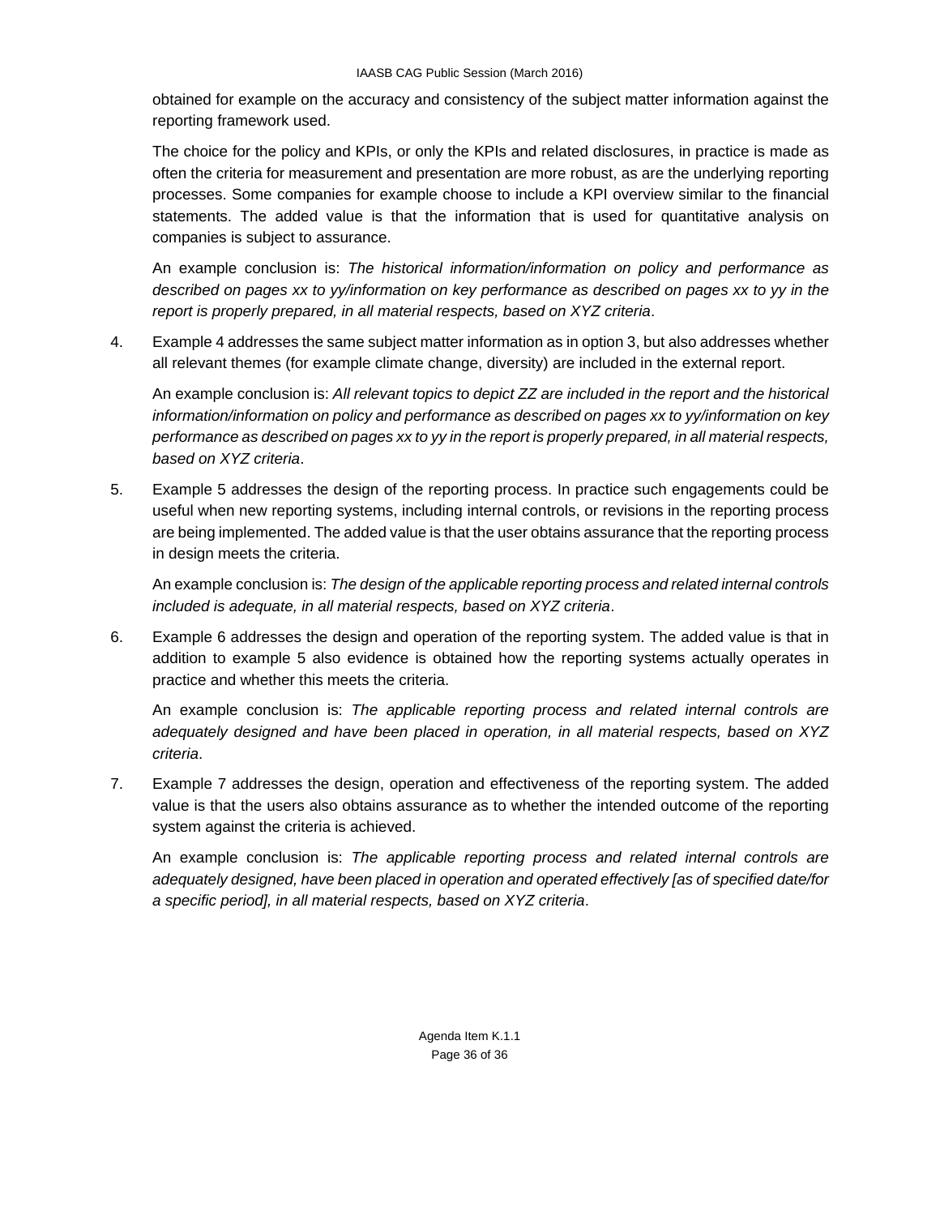obtained for example on the accuracy and consistency of the subject matter information against the reporting framework used.

The choice for the policy and KPIs, or only the KPIs and related disclosures, in practice is made as often the criteria for measurement and presentation are more robust, as are the underlying reporting processes. Some companies for example choose to include a KPI overview similar to the financial statements. The added value is that the information that is used for quantitative analysis on companies is subject to assurance.

An example conclusion is: *The historical information/information on policy and performance as described on pages xx to yy/information on key performance as described on pages xx to yy in the report is properly prepared, in all material respects, based on XYZ criteria*.

4. Example 4 addresses the same subject matter information as in option 3, but also addresses whether all relevant themes (for example climate change, diversity) are included in the external report.

   An example conclusion is: *All relevant topics to depict ZZ are included in the report and the historical information/information on policy and performance as described on pages xx to yy/information on key performance as described on pages xx to yy in the report is properly prepared, in all material respects, based on XYZ criteria*.

5. Example 5 addresses the design of the reporting process. In practice such engagements could be useful when new reporting systems, including internal controls, or revisions in the reporting process are being implemented. The added value is that the user obtains assurance that the reporting process in design meets the criteria.

   An example conclusion is: *The design of the applicable reporting process and related internal controls included is adequate, in all material respects, based on XYZ criteria*.

6. Example 6 addresses the design and operation of the reporting system. The added value is that in addition to example 5 also evidence is obtained how the reporting systems actually operates in practice and whether this meets the criteria.

   An example conclusion is: *The applicable reporting process and related internal controls are adequately designed and have been placed in operation, in all material respects, based on XYZ criteria*.

7. Example 7 addresses the design, operation and effectiveness of the reporting system. The added value is that the users also obtains assurance as to whether the intended outcome of the reporting system against the criteria is achieved.

   An example conclusion is: *The applicable reporting process and related internal controls are adequately designed, have been placed in operation and operated effectively [as of specified date/for a specific period], in all material respects, based on XYZ criteria*.